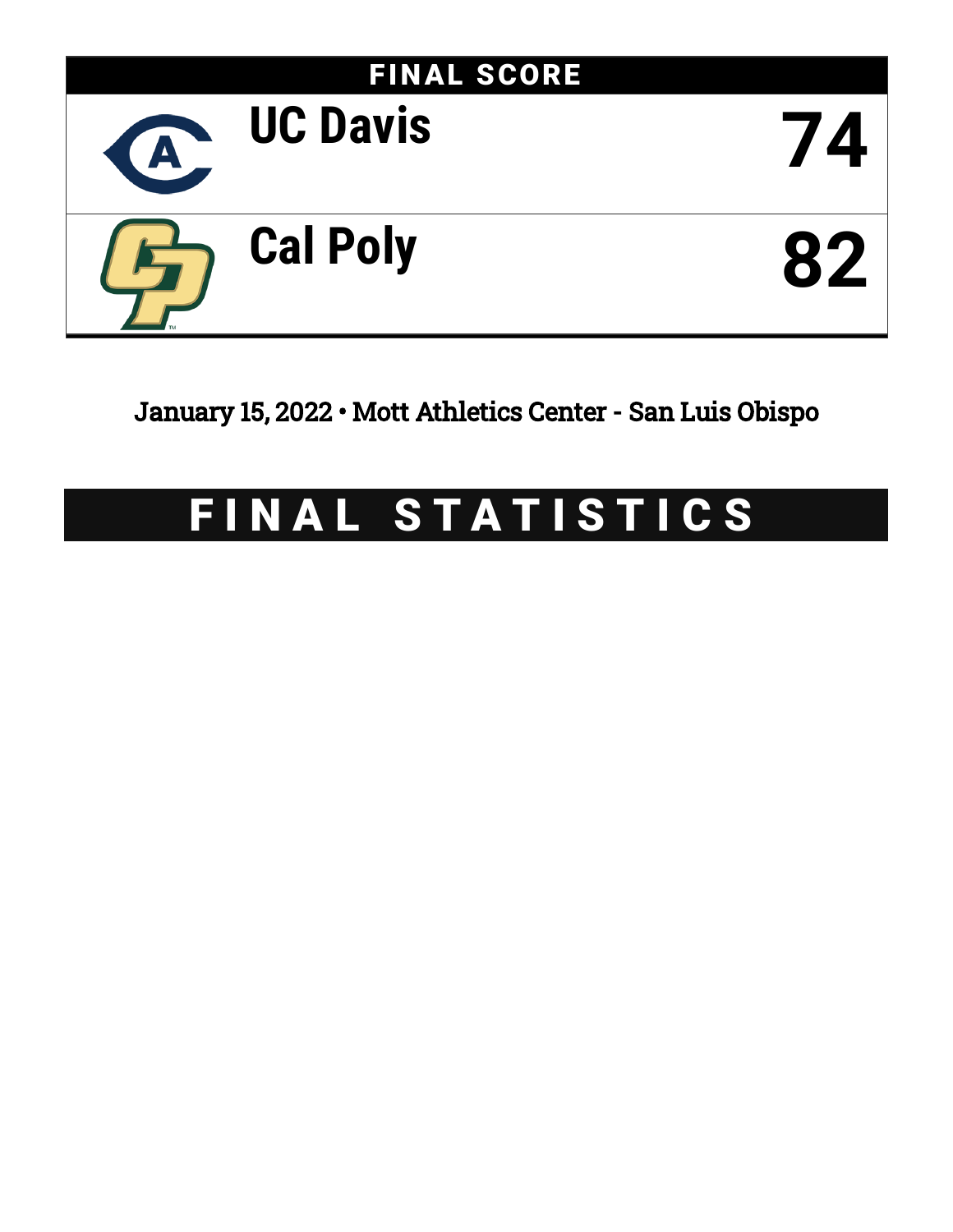## FINAL SCORE

| Team | Score |
|---|---|
| UC Davis | 74 |
| Cal Poly | 82 |

January 15, 2022 • Mott Athletics Center - San Luis Obispo

# FINAL STATISTICS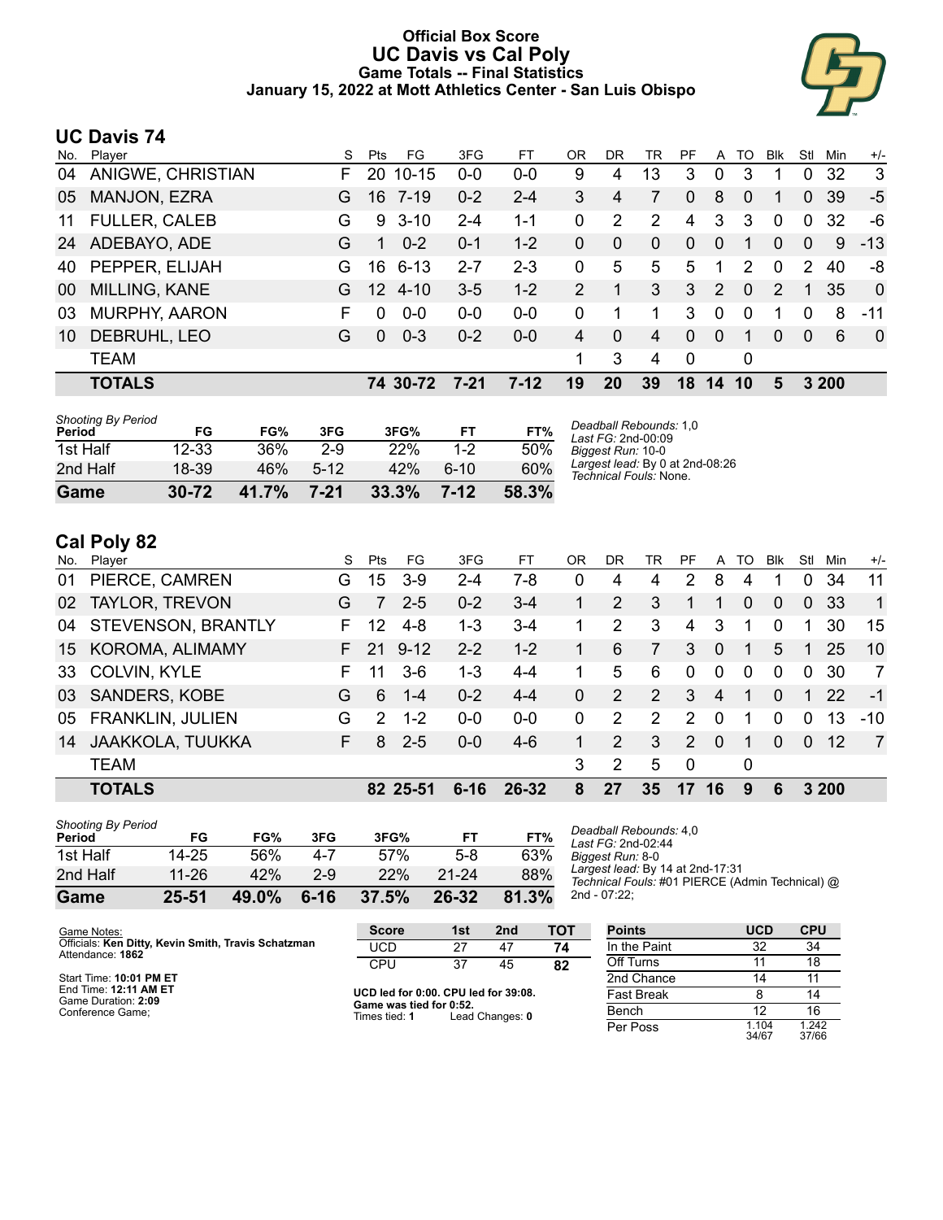# Official Box Score
## UC Davis vs Cal Poly
### Game Totals -- Final Statistics
### January 15, 2022 at Mott Athletics Center - San Luis Obispo

## UC Davis 74

| No. | Player | S | Pts | FG | 3FG | FT | OR | DR | TR | PF | A | TO | Blk | Stl | Min | +/- |
|---|---|---|---|---|---|---|---|---|---|---|---|---|---|---|---|---|
| 04 | ANIGWE, CHRISTIAN | F | 20 | 10-15 | 0-0 | 0-0 | 9 | 4 | 13 | 3 | 0 | 3 | 1 | 0 | 32 | 3 |
| 05 | MANJON, EZRA | G | 16 | 7-19 | 0-2 | 2-4 | 3 | 4 | 7 | 0 | 8 | 0 | 1 | 0 | 39 | -5 |
| 11 | FULLER, CALEB | G | 9 | 3-10 | 2-4 | 1-1 | 0 | 2 | 2 | 4 | 3 | 3 | 0 | 0 | 32 | -6 |
| 24 | ADEBAYO, ADE | G | 1 | 0-2 | 0-1 | 1-2 | 0 | 0 | 0 | 0 | 0 | 1 | 0 | 0 | 9 | -13 |
| 40 | PEPPER, ELIJAH | G | 16 | 6-13 | 2-7 | 2-3 | 0 | 5 | 5 | 5 | 1 | 2 | 0 | 2 | 40 | -8 |
| 00 | MILLING, KANE | G | 12 | 4-10 | 3-5 | 1-2 | 2 | 1 | 3 | 3 | 2 | 0 | 2 | 1 | 35 | 0 |
| 03 | MURPHY, AARON | F | 0 | 0-0 | 0-0 | 0-0 | 0 | 1 | 1 | 3 | 0 | 0 | 1 | 0 | 8 | -11 |
| 10 | DEBRUHL, LEO | G | 0 | 0-3 | 0-2 | 0-0 | 4 | 0 | 4 | 0 | 0 | 1 | 0 | 0 | 6 | 0 |
| | TEAM | | | | | | 1 | 3 | 4 | 0 | | 0 | | | | |
| | **TOTALS** | | **74** | **30-72** | **7-21** | **7-12** | **19** | **20** | **39** | **18** | **14** | **10** | **5** | **3** | **200** | |

*Shooting By Period*

| Period | FG | FG% | 3FG | 3FG% | FT | FT% |
|---|---|---|---|---|---|---|
| 1st Half | 12-33 | 36% | 2-9 | 22% | 1-2 | 50% |
| 2nd Half | 18-39 | 46% | 5-12 | 42% | 6-10 | 60% |
| **Game** | **30-72** | **41.7%** | **7-21** | **33.3%** | **7-12** | **58.3%** |

*Deadball Rebounds:* 1,0
*Last FG:* 2nd-00:09
*Biggest Run:* 10-0
*Largest lead:* By 0 at 2nd-08:26
*Technical Fouls:* None.

## Cal Poly 82

| No. | Player | S | Pts | FG | 3FG | FT | OR | DR | TR | PF | A | TO | Blk | Stl | Min | +/- |
|---|---|---|---|---|---|---|---|---|---|---|---|---|---|---|---|---|
| 01 | PIERCE, CAMREN | G | 15 | 3-9 | 2-4 | 7-8 | 0 | 4 | 4 | 2 | 8 | 4 | 1 | 0 | 34 | 11 |
| 02 | TAYLOR, TREVON | G | 7 | 2-5 | 0-2 | 3-4 | 1 | 2 | 3 | 1 | 1 | 0 | 0 | 0 | 33 | 1 |
| 04 | STEVENSON, BRANTLY | F | 12 | 4-8 | 1-3 | 3-4 | 1 | 2 | 3 | 4 | 3 | 1 | 0 | 1 | 30 | 15 |
| 15 | KOROMA, ALIMAMY | F | 21 | 9-12 | 2-2 | 1-2 | 1 | 6 | 7 | 3 | 0 | 1 | 5 | 1 | 25 | 10 |
| 33 | COLVIN, KYLE | F | 11 | 3-6 | 1-3 | 4-4 | 1 | 5 | 6 | 0 | 0 | 0 | 0 | 0 | 30 | 7 |
| 03 | SANDERS, KOBE | G | 6 | 1-4 | 0-2 | 4-4 | 0 | 2 | 2 | 3 | 4 | 1 | 0 | 1 | 22 | -1 |
| 05 | FRANKLIN, JULIEN | G | 2 | 1-2 | 0-0 | 0-0 | 0 | 2 | 2 | 2 | 0 | 1 | 0 | 0 | 13 | -10 |
| 14 | JAAKKOLA, TUUKKA | F | 8 | 2-5 | 0-0 | 4-6 | 1 | 2 | 3 | 2 | 0 | 1 | 0 | 0 | 12 | 7 |
| | TEAM | | | | | | 3 | 2 | 5 | 0 | | 0 | | | | |
| | **TOTALS** | | **82** | **25-51** | **6-16** | **26-32** | **8** | **27** | **35** | **17** | **16** | **9** | **6** | **3** | **200** | |

*Shooting By Period*

| Period | FG | FG% | 3FG | 3FG% | FT | FT% |
|---|---|---|---|---|---|---|
| 1st Half | 14-25 | 56% | 4-7 | 57% | 5-8 | 63% |
| 2nd Half | 11-26 | 42% | 2-9 | 22% | 21-24 | 88% |
| **Game** | **25-51** | **49.0%** | **6-16** | **37.5%** | **26-32** | **81.3%** |

*Deadball Rebounds:* 4,0
*Last FG:* 2nd-02:44
*Biggest Run:* 8-0
*Largest lead:* By 14 at 2nd-17:31
*Technical Fouls:* #01 PIERCE (Admin Technical) @ 2nd - 07:22;

Game Notes:
Officials: **Ken Ditty, Kevin Smith, Travis Schatzman**
Attendance: **1862**

Start Time: **10:01 PM ET**
End Time: **12:11 AM ET**
Game Duration: **2:09**
Conference Game;

| Score | 1st | 2nd | TOT |
|---|---|---|---|
| UCD | 27 | 47 | **74** |
| CPU | 37 | 45 | **82** |

**UCD led for 0:00. CPU led for 39:08.**
**Game was tied for 0:52.**
Times tied: **1** Lead Changes: **0**

| Points | UCD | CPU |
|---|---|---|
| In the Paint | 32 | 34 |
| Off Turns | 11 | 18 |
| 2nd Chance | 14 | 11 |
| Fast Break | 8 | 14 |
| Bench | 12 | 16 |
| Per Poss | 1.104 34/67 | 1.242 37/66 |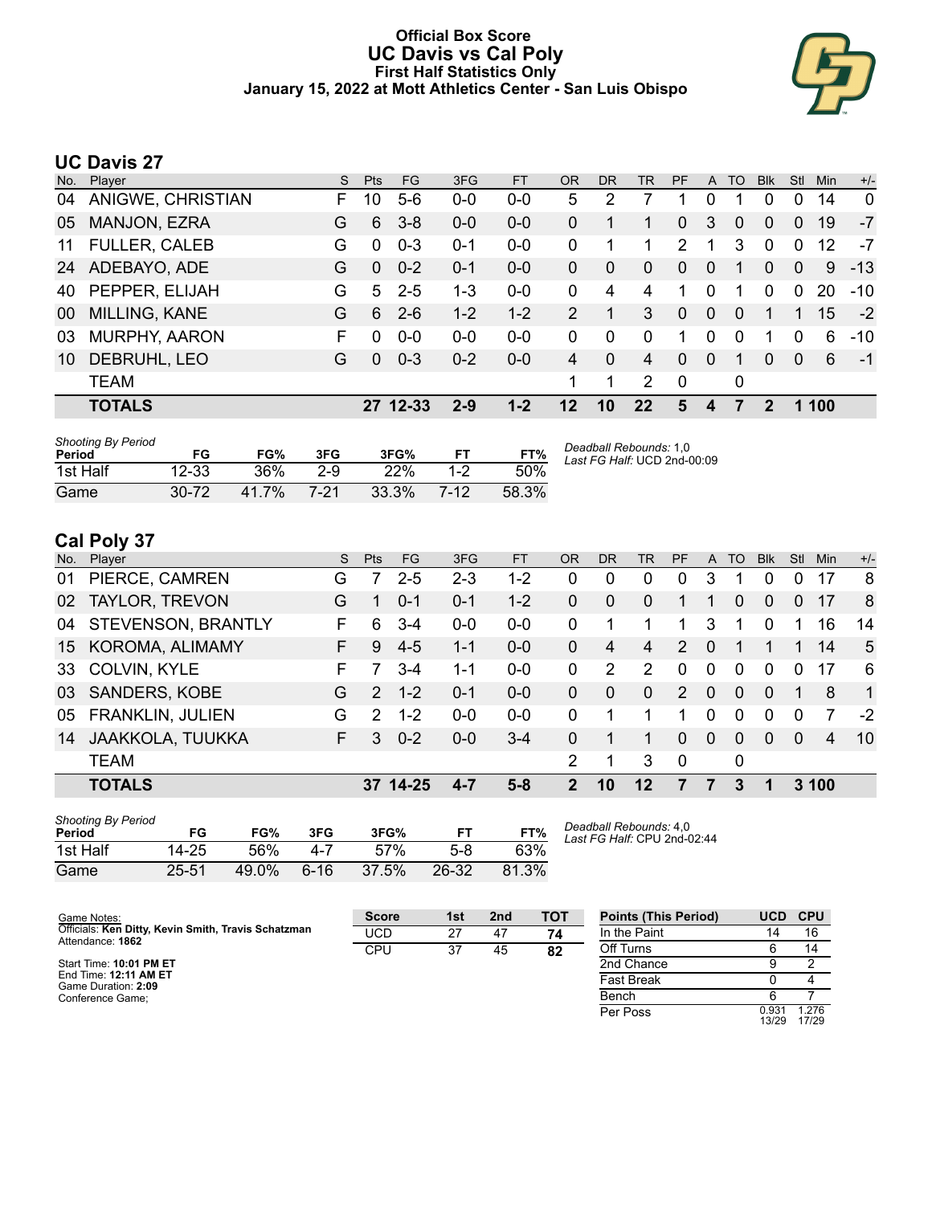# Official Box Score
## UC Davis vs Cal Poly
### First Half Statistics Only
### January 15, 2022 at Mott Athletics Center - San Luis Obispo

## UC Davis 27

| No. | Player | S | Pts | FG | 3FG | FT | OR | DR | TR | PF | A | TO | Blk | Stl | Min | +/- |
|---|---|---|---|---|---|---|---|---|---|---|---|---|---|---|---|---|
| 04 | ANIGWE, CHRISTIAN | F | 10 | 5-6 | 0-0 | 0-0 | 5 | 2 | 7 | 1 | 0 | 1 | 0 | 0 | 14 | 0 |
| 05 | MANJON, EZRA | G | 6 | 3-8 | 0-0 | 0-0 | 0 | 1 | 1 | 0 | 3 | 0 | 0 | 0 | 19 | -7 |
| 11 | FULLER, CALEB | G | 0 | 0-3 | 0-1 | 0-0 | 0 | 1 | 1 | 2 | 1 | 3 | 0 | 0 | 12 | -7 |
| 24 | ADEBAYO, ADE | G | 0 | 0-2 | 0-1 | 0-0 | 0 | 0 | 0 | 0 | 0 | 1 | 0 | 0 | 9 | -13 |
| 40 | PEPPER, ELIJAH | G | 5 | 2-5 | 1-3 | 0-0 | 0 | 4 | 4 | 1 | 0 | 1 | 0 | 0 | 20 | -10 |
| 00 | MILLING, KANE | G | 6 | 2-6 | 1-2 | 1-2 | 2 | 1 | 3 | 0 | 0 | 0 | 1 | 1 | 15 | -2 |
| 03 | MURPHY, AARON | F | 0 | 0-0 | 0-0 | 0-0 | 0 | 0 | 0 | 1 | 0 | 0 | 1 | 0 | 6 | -10 |
| 10 | DEBRUHL, LEO | G | 0 | 0-3 | 0-2 | 0-0 | 4 | 0 | 4 | 0 | 0 | 1 | 0 | 0 | 6 | -1 |
| | TEAM | | | | | | 1 | 1 | 2 | 0 | | 0 | | | | |
| | **TOTALS** | | **27** | **12-33** | **2-9** | **1-2** | **12** | **10** | **22** | **5** | **4** | **7** | **2** | **1** | **100** | |

| Shooting By Period Period | FG | FG% | 3FG | 3FG% | FT | FT% |
|---|---|---|---|---|---|---|
| 1st Half | 12-33 | 36% | 2-9 | 22% | 1-2 | 50% |
| Game | 30-72 | 41.7% | 7-21 | 33.3% | 7-12 | 58.3% |

*Deadball Rebounds:* 1,0
*Last FG Half:* UCD 2nd-00:09

## Cal Poly 37

| No. | Player | S | Pts | FG | 3FG | FT | OR | DR | TR | PF | A | TO | Blk | Stl | Min | +/- |
|---|---|---|---|---|---|---|---|---|---|---|---|---|---|---|---|---|
| 01 | PIERCE, CAMREN | G | 7 | 2-5 | 2-3 | 1-2 | 0 | 0 | 0 | 0 | 3 | 1 | 0 | 0 | 17 | 8 |
| 02 | TAYLOR, TREVON | G | 1 | 0-1 | 0-1 | 1-2 | 0 | 0 | 0 | 1 | 1 | 0 | 0 | 0 | 17 | 8 |
| 04 | STEVENSON, BRANTLY | F | 6 | 3-4 | 0-0 | 0-0 | 0 | 1 | 1 | 1 | 3 | 1 | 0 | 1 | 16 | 14 |
| 15 | KOROMA, ALIMAMY | F | 9 | 4-5 | 1-1 | 0-0 | 0 | 4 | 4 | 2 | 0 | 1 | 1 | 1 | 14 | 5 |
| 33 | COLVIN, KYLE | F | 7 | 3-4 | 1-1 | 0-0 | 0 | 2 | 2 | 0 | 0 | 0 | 0 | 0 | 17 | 6 |
| 03 | SANDERS, KOBE | G | 2 | 1-2 | 0-1 | 0-0 | 0 | 0 | 0 | 2 | 0 | 0 | 0 | 1 | 8 | 1 |
| 05 | FRANKLIN, JULIEN | G | 2 | 1-2 | 0-0 | 0-0 | 0 | 1 | 1 | 1 | 0 | 0 | 0 | 0 | 7 | -2 |
| 14 | JAAKKOLA, TUUKKA | F | 3 | 0-2 | 0-0 | 3-4 | 0 | 1 | 1 | 0 | 0 | 0 | 0 | 0 | 4 | 10 |
| | TEAM | | | | | | 2 | 1 | 3 | 0 | | 0 | | | | |
| | **TOTALS** | | **37** | **14-25** | **4-7** | **5-8** | **2** | **10** | **12** | **7** | **7** | **3** | **1** | **3** | **100** | |

| Shooting By Period Period | FG | FG% | 3FG | 3FG% | FT | FT% |
|---|---|---|---|---|---|---|
| 1st Half | 14-25 | 56% | 4-7 | 57% | 5-8 | 63% |
| Game | 25-51 | 49.0% | 6-16 | 37.5% | 26-32 | 81.3% |

*Deadball Rebounds:* 4,0
*Last FG Half:* CPU 2nd-02:44

Game Notes:
Officials: **Ken Ditty, Kevin Smith, Travis Schatzman**
Attendance: **1862**

Start Time: **10:01 PM ET**
End Time: **12:11 AM ET**
Game Duration: **2:09**
Conference Game;

| Score | 1st | 2nd | TOT |
|---|---|---|---|
| UCD | 27 | 47 | **74** |
| CPU | 37 | 45 | **82** |

| Points (This Period) | UCD | CPU |
|---|---|---|
| In the Paint | 14 | 16 |
| Off Turns | 6 | 14 |
| 2nd Chance | 9 | 2 |
| Fast Break | 0 | 4 |
| Bench | 6 | 7 |
| Per Poss | 0.931 13/29 | 1.276 17/29 |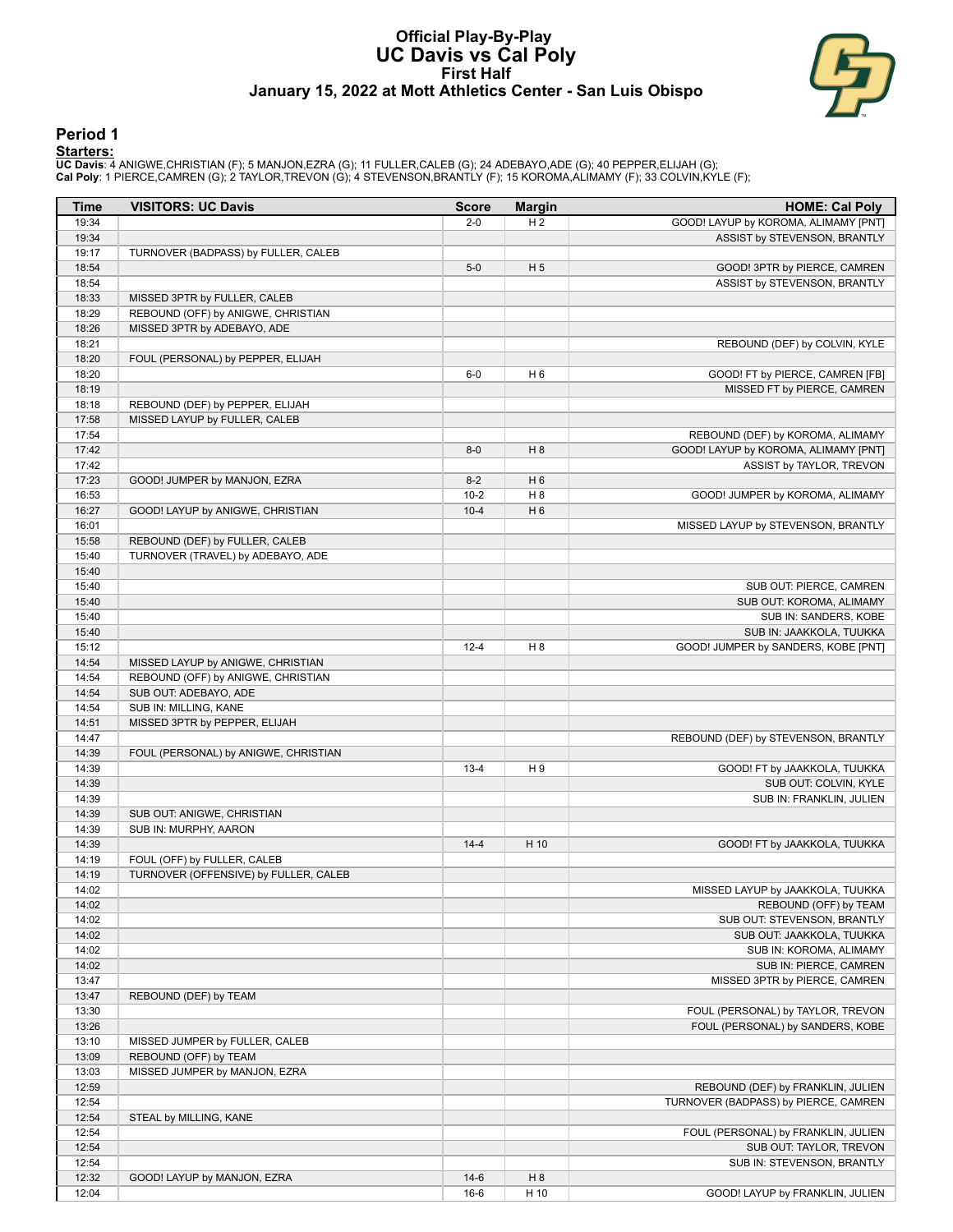# Official Play-By-Play
## UC Davis vs Cal Poly
### First Half
### January 15, 2022 at Mott Athletics Center - San Luis Obispo

## Period 1

**Starters:**

**UC Davis**: 4 ANIGWE,CHRISTIAN (F); 5 MANJON,EZRA (G); 11 FULLER,CALEB (G); 24 ADEBAYO,ADE (G); 40 PEPPER,ELIJAH (G);
**Cal Poly**: 1 PIERCE,CAMREN (G); 2 TAYLOR,TREVON (G); 4 STEVENSON,BRANTLY (F); 15 KOROMA,ALIMAMY (F); 33 COLVIN,KYLE (F);

| Time | VISITORS: UC Davis | Score | Margin | HOME: Cal Poly |
|---|---|---|---|---|
| 19:34 | | 2-0 | H 2 | GOOD! LAYUP by KOROMA, ALIMAMY [PNT] |
| 19:34 | | | | ASSIST by STEVENSON, BRANTLY |
| 19:17 | TURNOVER (BADPASS) by FULLER, CALEB | | | |
| 18:54 | | 5-0 | H 5 | GOOD! 3PTR by PIERCE, CAMREN |
| 18:54 | | | | ASSIST by STEVENSON, BRANTLY |
| 18:33 | MISSED 3PTR by FULLER, CALEB | | | |
| 18:29 | REBOUND (OFF) by ANIGWE, CHRISTIAN | | | |
| 18:26 | MISSED 3PTR by ADEBAYO, ADE | | | |
| 18:21 | | | | REBOUND (DEF) by COLVIN, KYLE |
| 18:20 | FOUL (PERSONAL) by PEPPER, ELIJAH | | | |
| 18:20 | | 6-0 | H 6 | GOOD! FT by PIERCE, CAMREN [FB] |
| 18:19 | | | | MISSED FT by PIERCE, CAMREN |
| 18:18 | REBOUND (DEF) by PEPPER, ELIJAH | | | |
| 17:58 | MISSED LAYUP by FULLER, CALEB | | | |
| 17:54 | | | | REBOUND (DEF) by KOROMA, ALIMAMY |
| 17:42 | | 8-0 | H 8 | GOOD! LAYUP by KOROMA, ALIMAMY [PNT] |
| 17:42 | | | | ASSIST by TAYLOR, TREVON |
| 17:23 | GOOD! JUMPER by MANJON, EZRA | 8-2 | H 6 | |
| 16:53 | | 10-2 | H 8 | GOOD! JUMPER by KOROMA, ALIMAMY |
| 16:27 | GOOD! LAYUP by ANIGWE, CHRISTIAN | 10-4 | H 6 | |
| 16:01 | | | | MISSED LAYUP by STEVENSON, BRANTLY |
| 15:58 | REBOUND (DEF) by FULLER, CALEB | | | |
| 15:40 | TURNOVER (TRAVEL) by ADEBAYO, ADE | | | |
| 15:40 | | | | |
| 15:40 | | | | SUB OUT: PIERCE, CAMREN |
| 15:40 | | | | SUB OUT: KOROMA, ALIMAMY |
| 15:40 | | | | SUB IN: SANDERS, KOBE |
| 15:40 | | | | SUB IN: JAAKKOLA, TUUKKA |
| 15:12 | | 12-4 | H 8 | GOOD! JUMPER by SANDERS, KOBE [PNT] |
| 14:54 | MISSED LAYUP by ANIGWE, CHRISTIAN | | | |
| 14:54 | REBOUND (OFF) by ANIGWE, CHRISTIAN | | | |
| 14:54 | SUB OUT: ADEBAYO, ADE | | | |
| 14:54 | SUB IN: MILLING, KANE | | | |
| 14:51 | MISSED 3PTR by PEPPER, ELIJAH | | | |
| 14:47 | | | | REBOUND (DEF) by STEVENSON, BRANTLY |
| 14:39 | FOUL (PERSONAL) by ANIGWE, CHRISTIAN | | | |
| 14:39 | | 13-4 | H 9 | GOOD! FT by JAAKKOLA, TUUKKA |
| 14:39 | | | | SUB OUT: COLVIN, KYLE |
| 14:39 | | | | SUB IN: FRANKLIN, JULIEN |
| 14:39 | SUB OUT: ANIGWE, CHRISTIAN | | | |
| 14:39 | SUB IN: MURPHY, AARON | | | |
| 14:39 | | 14-4 | H 10 | GOOD! FT by JAAKKOLA, TUUKKA |
| 14:19 | FOUL (OFF) by FULLER, CALEB | | | |
| 14:19 | TURNOVER (OFFENSIVE) by FULLER, CALEB | | | |
| 14:02 | | | | MISSED LAYUP by JAAKKOLA, TUUKKA |
| 14:02 | | | | REBOUND (OFF) by TEAM |
| 14:02 | | | | SUB OUT: STEVENSON, BRANTLY |
| 14:02 | | | | SUB OUT: JAAKKOLA, TUUKKA |
| 14:02 | | | | SUB IN: KOROMA, ALIMAMY |
| 14:02 | | | | SUB IN: PIERCE, CAMREN |
| 13:47 | | | | MISSED 3PTR by PIERCE, CAMREN |
| 13:47 | REBOUND (DEF) by TEAM | | | |
| 13:30 | | | | FOUL (PERSONAL) by TAYLOR, TREVON |
| 13:26 | | | | FOUL (PERSONAL) by SANDERS, KOBE |
| 13:10 | MISSED JUMPER by FULLER, CALEB | | | |
| 13:09 | REBOUND (OFF) by TEAM | | | |
| 13:03 | MISSED JUMPER by MANJON, EZRA | | | |
| 12:59 | | | | REBOUND (DEF) by FRANKLIN, JULIEN |
| 12:54 | | | | TURNOVER (BADPASS) by PIERCE, CAMREN |
| 12:54 | STEAL by MILLING, KANE | | | |
| 12:54 | | | | FOUL (PERSONAL) by FRANKLIN, JULIEN |
| 12:54 | | | | SUB OUT: TAYLOR, TREVON |
| 12:54 | | | | SUB IN: STEVENSON, BRANTLY |
| 12:32 | GOOD! LAYUP by MANJON, EZRA | 14-6 | H 8 | |
| 12:04 | | 16-6 | H 10 | GOOD! LAYUP by FRANKLIN, JULIEN |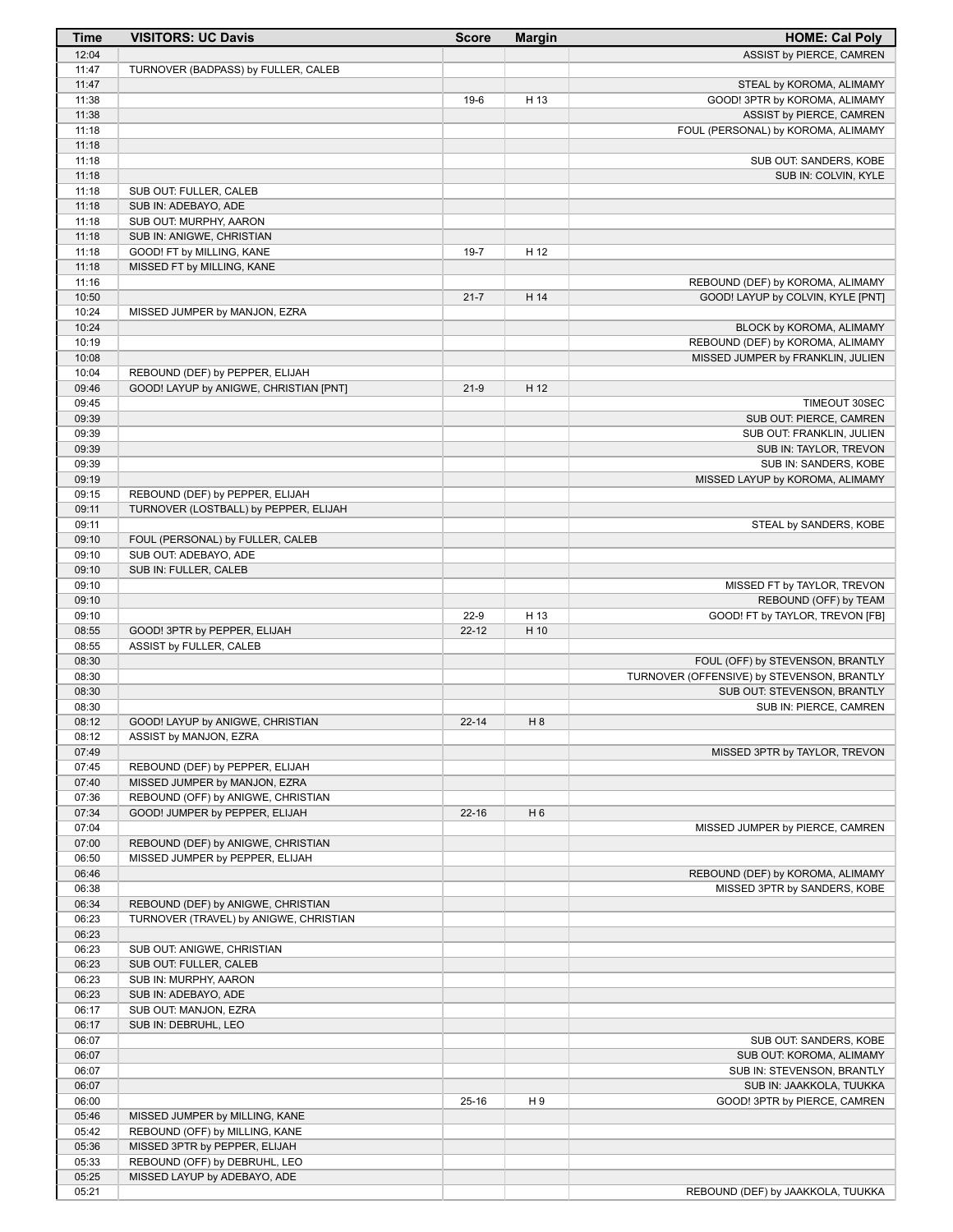| Time | VISITORS: UC Davis | Score | Margin | HOME: Cal Poly |
|---|---|---|---|---|
| 12:04 | | | | ASSIST by PIERCE, CAMREN |
| 11:47 | TURNOVER (BADPASS) by FULLER, CALEB | | | |
| 11:47 | | | | STEAL by KOROMA, ALIMAMY |
| 11:38 | | 19-6 | H 13 | GOOD! 3PTR by KOROMA, ALIMAMY |
| 11:38 | | | | ASSIST by PIERCE, CAMREN |
| 11:18 | | | | FOUL (PERSONAL) by KOROMA, ALIMAMY |
| 11:18 | | | | |
| 11:18 | | | | SUB OUT: SANDERS, KOBE |
| 11:18 | | | | SUB IN: COLVIN, KYLE |
| 11:18 | SUB OUT: FULLER, CALEB | | | |
| 11:18 | SUB IN: ADEBAYO, ADE | | | |
| 11:18 | SUB OUT: MURPHY, AARON | | | |
| 11:18 | SUB IN: ANIGWE, CHRISTIAN | | | |
| 11:18 | GOOD! FT by MILLING, KANE | 19-7 | H 12 | |
| 11:18 | MISSED FT by MILLING, KANE | | | |
| 11:16 | | | | REBOUND (DEF) by KOROMA, ALIMAMY |
| 10:50 | | 21-7 | H 14 | GOOD! LAYUP by COLVIN, KYLE [PNT] |
| 10:24 | MISSED JUMPER by MANJON, EZRA | | | |
| 10:24 | | | | BLOCK by KOROMA, ALIMAMY |
| 10:19 | | | | REBOUND (DEF) by KOROMA, ALIMAMY |
| 10:08 | | | | MISSED JUMPER by FRANKLIN, JULIEN |
| 10:04 | REBOUND (DEF) by PEPPER, ELIJAH | | | |
| 09:46 | GOOD! LAYUP by ANIGWE, CHRISTIAN [PNT] | 21-9 | H 12 | |
| 09:45 | | | | TIMEOUT 30SEC |
| 09:39 | | | | SUB OUT: PIERCE, CAMREN |
| 09:39 | | | | SUB OUT: FRANKLIN, JULIEN |
| 09:39 | | | | SUB IN: TAYLOR, TREVON |
| 09:39 | | | | SUB IN: SANDERS, KOBE |
| 09:19 | | | | MISSED LAYUP by KOROMA, ALIMAMY |
| 09:15 | REBOUND (DEF) by PEPPER, ELIJAH | | | |
| 09:11 | TURNOVER (LOSTBALL) by PEPPER, ELIJAH | | | |
| 09:11 | | | | STEAL by SANDERS, KOBE |
| 09:10 | FOUL (PERSONAL) by FULLER, CALEB | | | |
| 09:10 | SUB OUT: ADEBAYO, ADE | | | |
| 09:10 | SUB IN: FULLER, CALEB | | | |
| 09:10 | | | | MISSED FT by TAYLOR, TREVON |
| 09:10 | | | | REBOUND (OFF) by TEAM |
| 09:10 | | 22-9 | H 13 | GOOD! FT by TAYLOR, TREVON [FB] |
| 08:55 | GOOD! 3PTR by PEPPER, ELIJAH | 22-12 | H 10 | |
| 08:55 | ASSIST by FULLER, CALEB | | | |
| 08:30 | | | | FOUL (OFF) by STEVENSON, BRANTLY |
| 08:30 | | | | TURNOVER (OFFENSIVE) by STEVENSON, BRANTLY |
| 08:30 | | | | SUB OUT: STEVENSON, BRANTLY |
| 08:30 | | | | SUB IN: PIERCE, CAMREN |
| 08:12 | GOOD! LAYUP by ANIGWE, CHRISTIAN | 22-14 | H 8 | |
| 08:12 | ASSIST by MANJON, EZRA | | | |
| 07:49 | | | | MISSED 3PTR by TAYLOR, TREVON |
| 07:45 | REBOUND (DEF) by PEPPER, ELIJAH | | | |
| 07:40 | MISSED JUMPER by MANJON, EZRA | | | |
| 07:36 | REBOUND (OFF) by ANIGWE, CHRISTIAN | | | |
| 07:34 | GOOD! JUMPER by PEPPER, ELIJAH | 22-16 | H 6 | |
| 07:04 | | | | MISSED JUMPER by PIERCE, CAMREN |
| 07:00 | REBOUND (DEF) by ANIGWE, CHRISTIAN | | | |
| 06:50 | MISSED JUMPER by PEPPER, ELIJAH | | | |
| 06:46 | | | | REBOUND (DEF) by KOROMA, ALIMAMY |
| 06:38 | | | | MISSED 3PTR by SANDERS, KOBE |
| 06:34 | REBOUND (DEF) by ANIGWE, CHRISTIAN | | | |
| 06:23 | TURNOVER (TRAVEL) by ANIGWE, CHRISTIAN | | | |
| 06:23 | | | | |
| 06:23 | SUB OUT: ANIGWE, CHRISTIAN | | | |
| 06:23 | SUB OUT: FULLER, CALEB | | | |
| 06:23 | SUB IN: MURPHY, AARON | | | |
| 06:23 | SUB IN: ADEBAYO, ADE | | | |
| 06:17 | SUB OUT: MANJON, EZRA | | | |
| 06:17 | SUB IN: DEBRUHL, LEO | | | |
| 06:07 | | | | SUB OUT: SANDERS, KOBE |
| 06:07 | | | | SUB OUT: KOROMA, ALIMAMY |
| 06:07 | | | | SUB IN: STEVENSON, BRANTLY |
| 06:07 | | | | SUB IN: JAAKKOLA, TUUKKA |
| 06:00 | | 25-16 | H 9 | GOOD! 3PTR by PIERCE, CAMREN |
| 05:46 | MISSED JUMPER by MILLING, KANE | | | |
| 05:42 | REBOUND (OFF) by MILLING, KANE | | | |
| 05:36 | MISSED 3PTR by PEPPER, ELIJAH | | | |
| 05:33 | REBOUND (OFF) by DEBRUHL, LEO | | | |
| 05:25 | MISSED LAYUP by ADEBAYO, ADE | | | |
| 05:21 | | | | REBOUND (DEF) by JAAKKOLA, TUUKKA |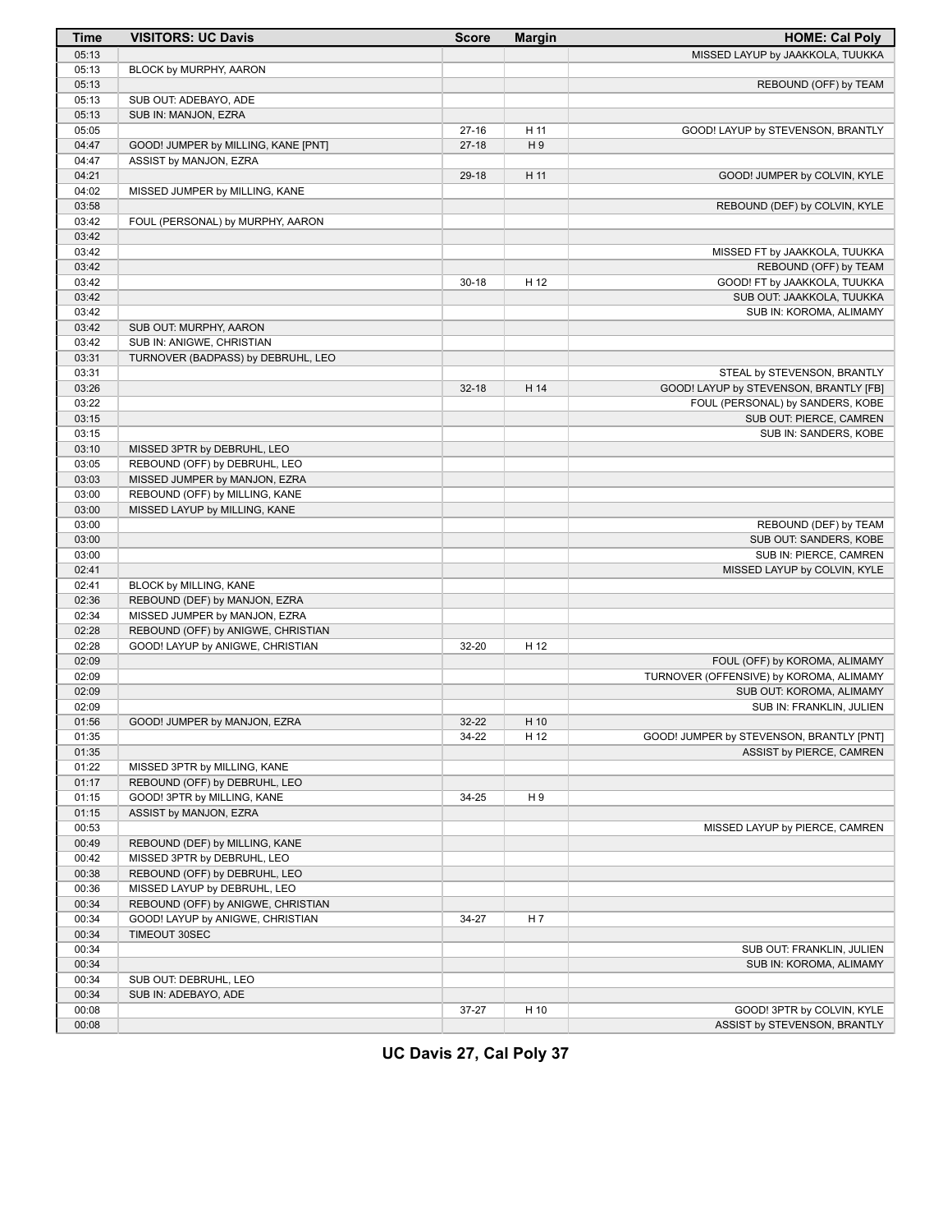| Time | VISITORS: UC Davis | Score | Margin | HOME: Cal Poly |
|---|---|---|---|---|
| 05:13 | | | | MISSED LAYUP by JAAKKOLA, TUUKKA |
| 05:13 | BLOCK by MURPHY, AARON | | | |
| 05:13 | | | | REBOUND (OFF) by TEAM |
| 05:13 | SUB OUT: ADEBAYO, ADE | | | |
| 05:13 | SUB IN: MANJON, EZRA | | | |
| 05:05 | | 27-16 | H 11 | GOOD! LAYUP by STEVENSON, BRANTLY |
| 04:47 | GOOD! JUMPER by MILLING, KANE [PNT] | 27-18 | H 9 | |
| 04:47 | ASSIST by MANJON, EZRA | | | |
| 04:21 | | 29-18 | H 11 | GOOD! JUMPER by COLVIN, KYLE |
| 04:02 | MISSED JUMPER by MILLING, KANE | | | |
| 03:58 | | | | REBOUND (DEF) by COLVIN, KYLE |
| 03:42 | FOUL (PERSONAL) by MURPHY, AARON | | | |
| 03:42 | | | | |
| 03:42 | | | | MISSED FT by JAAKKOLA, TUUKKA |
| 03:42 | | | | REBOUND (OFF) by TEAM |
| 03:42 | | 30-18 | H 12 | GOOD! FT by JAAKKOLA, TUUKKA |
| 03:42 | | | | SUB OUT: JAAKKOLA, TUUKKA |
| 03:42 | | | | SUB IN: KOROMA, ALIMAMY |
| 03:42 | SUB OUT: MURPHY, AARON | | | |
| 03:42 | SUB IN: ANIGWE, CHRISTIAN | | | |
| 03:31 | TURNOVER (BADPASS) by DEBRUHL, LEO | | | |
| 03:31 | | | | STEAL by STEVENSON, BRANTLY |
| 03:26 | | 32-18 | H 14 | GOOD! LAYUP by STEVENSON, BRANTLY [FB] |
| 03:22 | | | | FOUL (PERSONAL) by SANDERS, KOBE |
| 03:15 | | | | SUB OUT: PIERCE, CAMREN |
| 03:15 | | | | SUB IN: SANDERS, KOBE |
| 03:10 | MISSED 3PTR by DEBRUHL, LEO | | | |
| 03:05 | REBOUND (OFF) by DEBRUHL, LEO | | | |
| 03:03 | MISSED JUMPER by MANJON, EZRA | | | |
| 03:00 | REBOUND (OFF) by MILLING, KANE | | | |
| 03:00 | MISSED LAYUP by MILLING, KANE | | | |
| 03:00 | | | | REBOUND (DEF) by TEAM |
| 03:00 | | | | SUB OUT: SANDERS, KOBE |
| 03:00 | | | | SUB IN: PIERCE, CAMREN |
| 02:41 | | | | MISSED LAYUP by COLVIN, KYLE |
| 02:41 | BLOCK by MILLING, KANE | | | |
| 02:36 | REBOUND (DEF) by MANJON, EZRA | | | |
| 02:34 | MISSED JUMPER by MANJON, EZRA | | | |
| 02:28 | REBOUND (OFF) by ANIGWE, CHRISTIAN | | | |
| 02:28 | GOOD! LAYUP by ANIGWE, CHRISTIAN | 32-20 | H 12 | |
| 02:09 | | | | FOUL (OFF) by KOROMA, ALIMAMY |
| 02:09 | | | | TURNOVER (OFFENSIVE) by KOROMA, ALIMAMY |
| 02:09 | | | | SUB OUT: KOROMA, ALIMAMY |
| 02:09 | | | | SUB IN: FRANKLIN, JULIEN |
| 01:56 | GOOD! JUMPER by MANJON, EZRA | 32-22 | H 10 | |
| 01:35 | | 34-22 | H 12 | GOOD! JUMPER by STEVENSON, BRANTLY [PNT] |
| 01:35 | | | | ASSIST by PIERCE, CAMREN |
| 01:22 | MISSED 3PTR by MILLING, KANE | | | |
| 01:17 | REBOUND (OFF) by DEBRUHL, LEO | | | |
| 01:15 | GOOD! 3PTR by MILLING, KANE | 34-25 | H 9 | |
| 01:15 | ASSIST by MANJON, EZRA | | | |
| 00:53 | | | | MISSED LAYUP by PIERCE, CAMREN |
| 00:49 | REBOUND (DEF) by MILLING, KANE | | | |
| 00:42 | MISSED 3PTR by DEBRUHL, LEO | | | |
| 00:38 | REBOUND (OFF) by DEBRUHL, LEO | | | |
| 00:36 | MISSED LAYUP by DEBRUHL, LEO | | | |
| 00:34 | REBOUND (OFF) by ANIGWE, CHRISTIAN | | | |
| 00:34 | GOOD! LAYUP by ANIGWE, CHRISTIAN | 34-27 | H 7 | |
| 00:34 | TIMEOUT 30SEC | | | |
| 00:34 | | | | SUB OUT: FRANKLIN, JULIEN |
| 00:34 | | | | SUB IN: KOROMA, ALIMAMY |
| 00:34 | SUB OUT: DEBRUHL, LEO | | | |
| 00:34 | SUB IN: ADEBAYO, ADE | | | |
| 00:08 | | 37-27 | H 10 | GOOD! 3PTR by COLVIN, KYLE |
| 00:08 | | | | ASSIST by STEVENSON, BRANTLY |

**UC Davis 27, Cal Poly 37**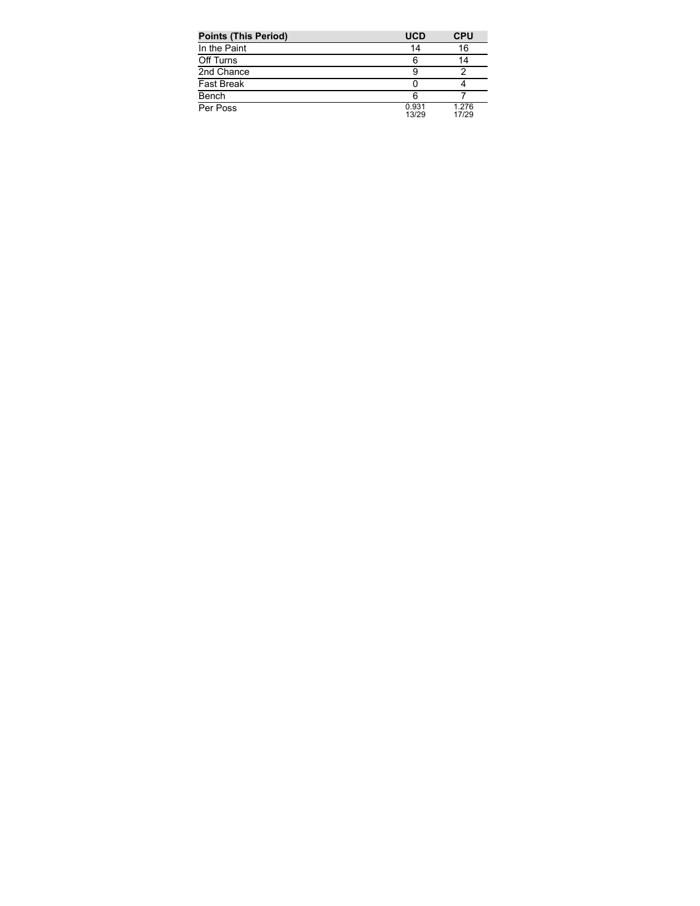| Points (This Period) | UCD | CPU |
| --- | --- | --- |
| In the Paint | 14 | 16 |
| Off Turns | 6 | 14 |
| 2nd Chance | 9 | 2 |
| Fast Break | 0 | 4 |
| Bench | 6 | 7 |
| Per Poss | 0.931<br>13/29 | 1.276<br>17/29 |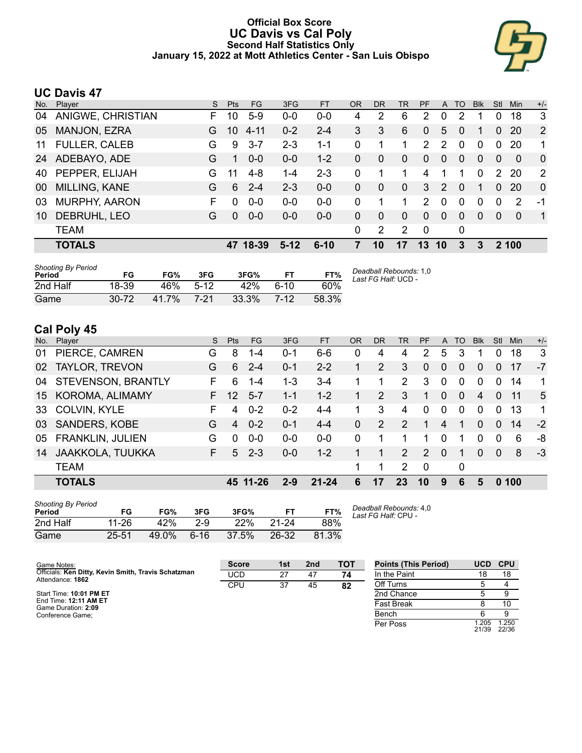# Official Box Score
## UC Davis vs Cal Poly
### Second Half Statistics Only
### January 15, 2022 at Mott Athletics Center - San Luis Obispo

## UC Davis 47

| No. | Player | S | Pts | FG | 3FG | FT | OR | DR | TR | PF | A | TO | Blk | Stl | Min | +/- |
|---|---|---|---|---|---|---|---|---|---|---|---|---|---|---|---|---|
| 04 | ANIGWE, CHRISTIAN | F | 10 | 5-9 | 0-0 | 0-0 | 4 | 2 | 6 | 2 | 0 | 2 | 1 | 0 | 18 | 3 |
| 05 | MANJON, EZRA | G | 10 | 4-11 | 0-2 | 2-4 | 3 | 3 | 6 | 0 | 5 | 0 | 1 | 0 | 20 | 2 |
| 11 | FULLER, CALEB | G | 9 | 3-7 | 2-3 | 1-1 | 0 | 1 | 1 | 2 | 2 | 0 | 0 | 0 | 20 | 1 |
| 24 | ADEBAYO, ADE | G | 1 | 0-0 | 0-0 | 1-2 | 0 | 0 | 0 | 0 | 0 | 0 | 0 | 0 | 0 | 0 |
| 40 | PEPPER, ELIJAH | G | 11 | 4-8 | 1-4 | 2-3 | 0 | 1 | 1 | 4 | 1 | 1 | 0 | 2 | 20 | 2 |
| 00 | MILLING, KANE | G | 6 | 2-4 | 2-3 | 0-0 | 0 | 0 | 0 | 3 | 2 | 0 | 1 | 0 | 20 | 0 |
| 03 | MURPHY, AARON | F | 0 | 0-0 | 0-0 | 0-0 | 0 | 1 | 1 | 2 | 0 | 0 | 0 | 0 | 2 | -1 |
| 10 | DEBRUHL, LEO | G | 0 | 0-0 | 0-0 | 0-0 | 0 | 0 | 0 | 0 | 0 | 0 | 0 | 0 | 0 | 1 |
| | TEAM | | | | | | 0 | 2 | 2 | 0 | | 0 | | | | |
| | **TOTALS** | | **47** | **18-39** | **5-12** | **6-10** | **7** | **10** | **17** | **13** | **10** | **3** | **3** | **2** | **100** | |

| Shooting By Period Period | FG | FG% | 3FG | 3FG% | FT | FT% |
|---|---|---|---|---|---|---|
| 2nd Half | 18-39 | 46% | 5-12 | 42% | 6-10 | 60% |
| Game | 30-72 | 41.7% | 7-21 | 33.3% | 7-12 | 58.3% |

*Deadball Rebounds:* 1,0
*Last FG Half:* UCD -

## Cal Poly 45

| No. | Player | S | Pts | FG | 3FG | FT | OR | DR | TR | PF | A | TO | Blk | Stl | Min | +/- |
|---|---|---|---|---|---|---|---|---|---|---|---|---|---|---|---|---|
| 01 | PIERCE, CAMREN | G | 8 | 1-4 | 0-1 | 6-6 | 0 | 4 | 4 | 2 | 5 | 3 | 1 | 0 | 18 | 3 |
| 02 | TAYLOR, TREVON | G | 6 | 2-4 | 0-1 | 2-2 | 1 | 2 | 3 | 0 | 0 | 0 | 0 | 0 | 17 | -7 |
| 04 | STEVENSON, BRANTLY | F | 6 | 1-4 | 1-3 | 3-4 | 1 | 1 | 2 | 3 | 0 | 0 | 0 | 0 | 14 | 1 |
| 15 | KOROMA, ALIMAMY | F | 12 | 5-7 | 1-1 | 1-2 | 1 | 2 | 3 | 1 | 0 | 0 | 4 | 0 | 11 | 5 |
| 33 | COLVIN, KYLE | F | 4 | 0-2 | 0-2 | 4-4 | 1 | 3 | 4 | 0 | 0 | 0 | 0 | 0 | 13 | 1 |
| 03 | SANDERS, KOBE | G | 4 | 0-2 | 0-1 | 4-4 | 0 | 2 | 2 | 1 | 4 | 1 | 0 | 0 | 14 | -2 |
| 05 | FRANKLIN, JULIEN | G | 0 | 0-0 | 0-0 | 0-0 | 0 | 1 | 1 | 1 | 0 | 1 | 0 | 0 | 6 | -8 |
| 14 | JAAKKOLA, TUUKKA | F | 5 | 2-3 | 0-0 | 1-2 | 1 | 1 | 2 | 2 | 0 | 1 | 0 | 0 | 8 | -3 |
| | TEAM | | | | | | 1 | 1 | 2 | 0 | | 0 | | | | |
| | **TOTALS** | | **45** | **11-26** | **2-9** | **21-24** | **6** | **17** | **23** | **10** | **9** | **6** | **5** | **0** | **100** | |

| Shooting By Period Period | FG | FG% | 3FG | 3FG% | FT | FT% |
|---|---|---|---|---|---|---|
| 2nd Half | 11-26 | 42% | 2-9 | 22% | 21-24 | 88% |
| Game | 25-51 | 49.0% | 6-16 | 37.5% | 26-32 | 81.3% |

*Deadball Rebounds:* 4,0
*Last FG Half:* CPU -

Game Notes:
Officials: **Ken Ditty, Kevin Smith, Travis Schatzman**
Attendance: **1862**

Start Time: **10:01 PM ET**
End Time: **12:11 AM ET**
Game Duration: **2:09**
Conference Game;

| Score | 1st | 2nd | TOT |
|---|---|---|---|
| UCD | 27 | 47 | **74** |
| CPU | 37 | 45 | **82** |

| Points (This Period) | UCD | CPU |
|---|---|---|
| In the Paint | 18 | 18 |
| Off Turns | 5 | 4 |
| 2nd Chance | 5 | 9 |
| Fast Break | 8 | 10 |
| Bench | 6 | 9 |
| Per Poss | 1.205 21/39 | 1.250 22/36 |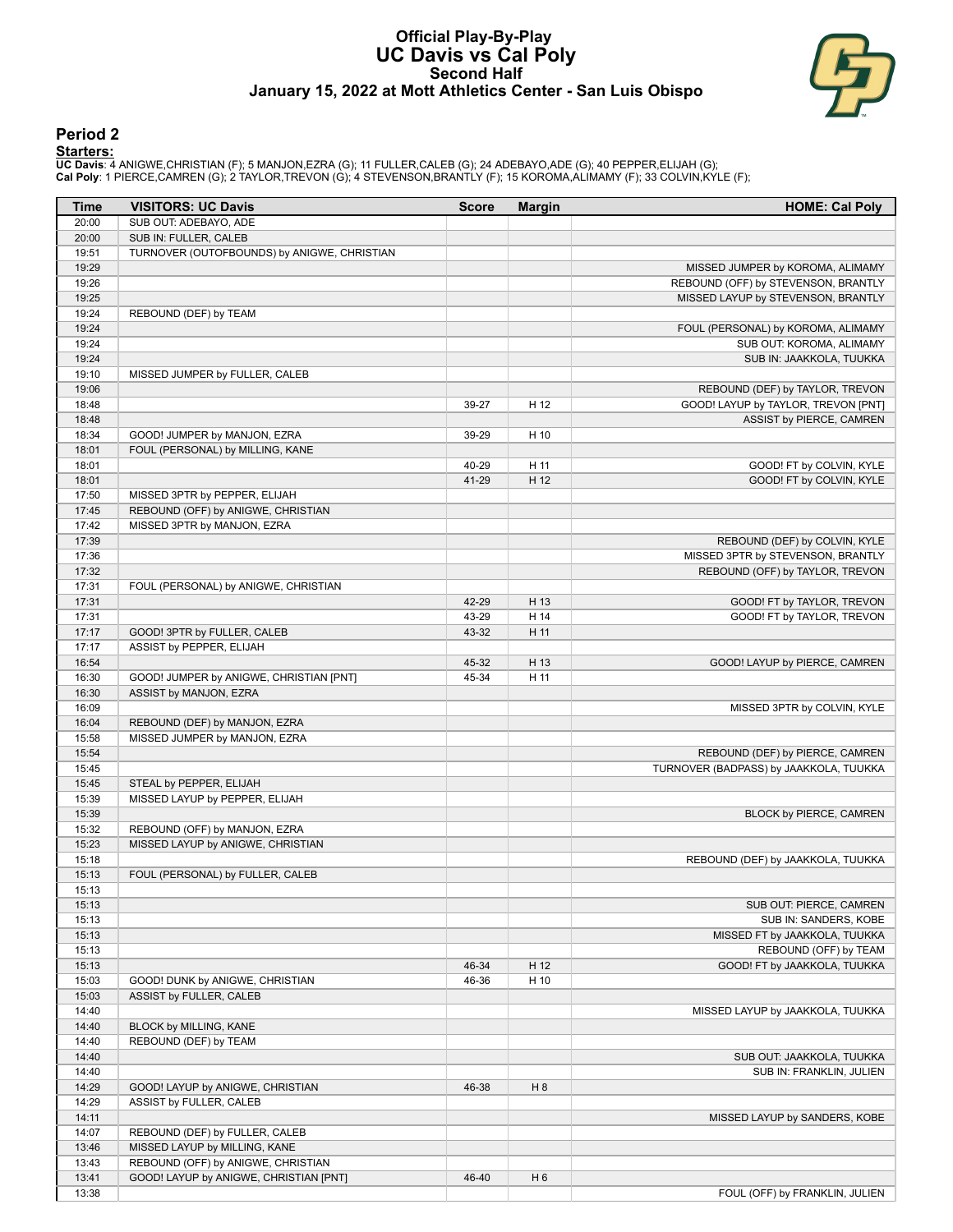# Official Play-By-Play
## UC Davis vs Cal Poly
### Second Half
### January 15, 2022 at Mott Athletics Center - San Luis Obispo

## Period 2

**Starters:**

**UC Davis**: 4 ANIGWE,CHRISTIAN (F); 5 MANJON,EZRA (G); 11 FULLER,CALEB (G); 24 ADEBAYO,ADE (G); 40 PEPPER,ELIJAH (G);
**Cal Poly**: 1 PIERCE,CAMREN (G); 2 TAYLOR,TREVON (G); 4 STEVENSON,BRANTLY (F); 15 KOROMA,ALIMAMY (F); 33 COLVIN,KYLE (F);

| Time | VISITORS: UC Davis | Score | Margin | HOME: Cal Poly |
|---|---|---|---|---|
| 20:00 | SUB OUT: ADEBAYO, ADE | | | |
| 20:00 | SUB IN: FULLER, CALEB | | | |
| 19:51 | TURNOVER (OUTOFBOUNDS) by ANIGWE, CHRISTIAN | | | |
| 19:29 | | | | MISSED JUMPER by KOROMA, ALIMAMY |
| 19:26 | | | | REBOUND (OFF) by STEVENSON, BRANTLY |
| 19:25 | | | | MISSED LAYUP by STEVENSON, BRANTLY |
| 19:24 | REBOUND (DEF) by TEAM | | | |
| 19:24 | | | | FOUL (PERSONAL) by KOROMA, ALIMAMY |
| 19:24 | | | | SUB OUT: KOROMA, ALIMAMY |
| 19:24 | | | | SUB IN: JAAKKOLA, TUUKKA |
| 19:10 | MISSED JUMPER by FULLER, CALEB | | | |
| 19:06 | | | | REBOUND (DEF) by TAYLOR, TREVON |
| 18:48 | | 39-27 | H 12 | GOOD! LAYUP by TAYLOR, TREVON [PNT] |
| 18:48 | | | | ASSIST by PIERCE, CAMREN |
| 18:34 | GOOD! JUMPER by MANJON, EZRA | 39-29 | H 10 | |
| 18:01 | FOUL (PERSONAL) by MILLING, KANE | | | |
| 18:01 | | 40-29 | H 11 | GOOD! FT by COLVIN, KYLE |
| 18:01 | | 41-29 | H 12 | GOOD! FT by COLVIN, KYLE |
| 17:50 | MISSED 3PTR by PEPPER, ELIJAH | | | |
| 17:45 | REBOUND (OFF) by ANIGWE, CHRISTIAN | | | |
| 17:42 | MISSED 3PTR by MANJON, EZRA | | | |
| 17:39 | | | | REBOUND (DEF) by COLVIN, KYLE |
| 17:36 | | | | MISSED 3PTR by STEVENSON, BRANTLY |
| 17:32 | | | | REBOUND (OFF) by TAYLOR, TREVON |
| 17:31 | FOUL (PERSONAL) by ANIGWE, CHRISTIAN | | | |
| 17:31 | | 42-29 | H 13 | GOOD! FT by TAYLOR, TREVON |
| 17:31 | | 43-29 | H 14 | GOOD! FT by TAYLOR, TREVON |
| 17:17 | GOOD! 3PTR by FULLER, CALEB | 43-32 | H 11 | |
| 17:17 | ASSIST by PEPPER, ELIJAH | | | |
| 16:54 | | 45-32 | H 13 | GOOD! LAYUP by PIERCE, CAMREN |
| 16:30 | GOOD! JUMPER by ANIGWE, CHRISTIAN [PNT] | 45-34 | H 11 | |
| 16:30 | ASSIST by MANJON, EZRA | | | |
| 16:09 | | | | MISSED 3PTR by COLVIN, KYLE |
| 16:04 | REBOUND (DEF) by MANJON, EZRA | | | |
| 15:58 | MISSED JUMPER by MANJON, EZRA | | | |
| 15:54 | | | | REBOUND (DEF) by PIERCE, CAMREN |
| 15:45 | | | | TURNOVER (BADPASS) by JAAKKOLA, TUUKKA |
| 15:45 | STEAL by PEPPER, ELIJAH | | | |
| 15:39 | MISSED LAYUP by PEPPER, ELIJAH | | | |
| 15:39 | | | | BLOCK by PIERCE, CAMREN |
| 15:32 | REBOUND (OFF) by MANJON, EZRA | | | |
| 15:23 | MISSED LAYUP by ANIGWE, CHRISTIAN | | | |
| 15:18 | | | | REBOUND (DEF) by JAAKKOLA, TUUKKA |
| 15:13 | FOUL (PERSONAL) by FULLER, CALEB | | | |
| 15:13 | | | | |
| 15:13 | | | | SUB OUT: PIERCE, CAMREN |
| 15:13 | | | | SUB IN: SANDERS, KOBE |
| 15:13 | | | | MISSED FT by JAAKKOLA, TUUKKA |
| 15:13 | | | | REBOUND (OFF) by TEAM |
| 15:13 | | 46-34 | H 12 | GOOD! FT by JAAKKOLA, TUUKKA |
| 15:03 | GOOD! DUNK by ANIGWE, CHRISTIAN | 46-36 | H 10 | |
| 15:03 | ASSIST by FULLER, CALEB | | | |
| 14:40 | | | | MISSED LAYUP by JAAKKOLA, TUUKKA |
| 14:40 | BLOCK by MILLING, KANE | | | |
| 14:40 | REBOUND (DEF) by TEAM | | | |
| 14:40 | | | | SUB OUT: JAAKKOLA, TUUKKA |
| 14:40 | | | | SUB IN: FRANKLIN, JULIEN |
| 14:29 | GOOD! LAYUP by ANIGWE, CHRISTIAN | 46-38 | H 8 | |
| 14:29 | ASSIST by FULLER, CALEB | | | |
| 14:11 | | | | MISSED LAYUP by SANDERS, KOBE |
| 14:07 | REBOUND (DEF) by FULLER, CALEB | | | |
| 13:46 | MISSED LAYUP by MILLING, KANE | | | |
| 13:43 | REBOUND (OFF) by ANIGWE, CHRISTIAN | | | |
| 13:41 | GOOD! LAYUP by ANIGWE, CHRISTIAN [PNT] | 46-40 | H 6 | |
| 13:38 | | | | FOUL (OFF) by FRANKLIN, JULIEN |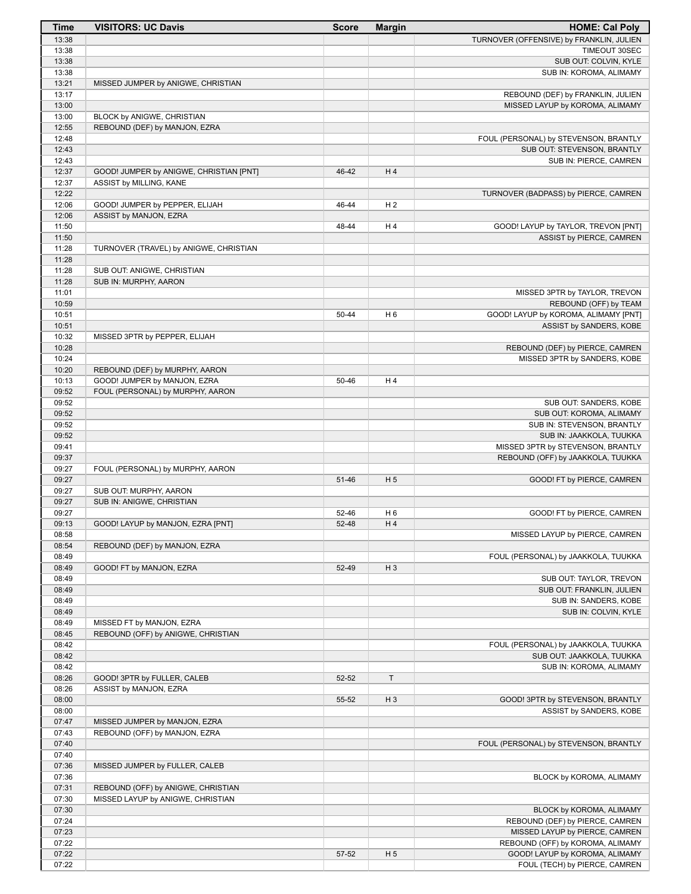| Time | VISITORS: UC Davis | Score | Margin | HOME: Cal Poly |
|---|---|---|---|---|
| 13:38 | | | | TURNOVER (OFFENSIVE) by FRANKLIN, JULIEN |
| 13:38 | | | | TIMEOUT 30SEC |
| 13:38 | | | | SUB OUT: COLVIN, KYLE |
| 13:38 | | | | SUB IN: KOROMA, ALIMAMY |
| 13:21 | MISSED JUMPER by ANIGWE, CHRISTIAN | | | |
| 13:17 | | | | REBOUND (DEF) by FRANKLIN, JULIEN |
| 13:00 | | | | MISSED LAYUP by KOROMA, ALIMAMY |
| 13:00 | BLOCK by ANIGWE, CHRISTIAN | | | |
| 12:55 | REBOUND (DEF) by MANJON, EZRA | | | |
| 12:48 | | | | FOUL (PERSONAL) by STEVENSON, BRANTLY |
| 12:43 | | | | SUB OUT: STEVENSON, BRANTLY |
| 12:43 | | | | SUB IN: PIERCE, CAMREN |
| 12:37 | GOOD! JUMPER by ANIGWE, CHRISTIAN [PNT] | 46-42 | H 4 | |
| 12:37 | ASSIST by MILLING, KANE | | | |
| 12:22 | | | | TURNOVER (BADPASS) by PIERCE, CAMREN |
| 12:06 | GOOD! JUMPER by PEPPER, ELIJAH | 46-44 | H 2 | |
| 12:06 | ASSIST by MANJON, EZRA | | | |
| 11:50 | | 48-44 | H 4 | GOOD! LAYUP by TAYLOR, TREVON [PNT] |
| 11:50 | | | | ASSIST by PIERCE, CAMREN |
| 11:28 | TURNOVER (TRAVEL) by ANIGWE, CHRISTIAN | | | |
| 11:28 | | | | |
| 11:28 | SUB OUT: ANIGWE, CHRISTIAN | | | |
| 11:28 | SUB IN: MURPHY, AARON | | | |
| 11:01 | | | | MISSED 3PTR by TAYLOR, TREVON |
| 10:59 | | | | REBOUND (OFF) by TEAM |
| 10:51 | | 50-44 | H 6 | GOOD! LAYUP by KOROMA, ALIMAMY [PNT] |
| 10:51 | | | | ASSIST by SANDERS, KOBE |
| 10:32 | MISSED 3PTR by PEPPER, ELIJAH | | | |
| 10:28 | | | | REBOUND (DEF) by PIERCE, CAMREN |
| 10:24 | | | | MISSED 3PTR by SANDERS, KOBE |
| 10:20 | REBOUND (DEF) by MURPHY, AARON | | | |
| 10:13 | GOOD! JUMPER by MANJON, EZRA | 50-46 | H 4 | |
| 09:52 | FOUL (PERSONAL) by MURPHY, AARON | | | |
| 09:52 | | | | SUB OUT: SANDERS, KOBE |
| 09:52 | | | | SUB OUT: KOROMA, ALIMAMY |
| 09:52 | | | | SUB IN: STEVENSON, BRANTLY |
| 09:52 | | | | SUB IN: JAAKKOLA, TUUKKA |
| 09:41 | | | | MISSED 3PTR by STEVENSON, BRANTLY |
| 09:37 | | | | REBOUND (OFF) by JAAKKOLA, TUUKKA |
| 09:27 | FOUL (PERSONAL) by MURPHY, AARON | | | |
| 09:27 | | 51-46 | H 5 | GOOD! FT by PIERCE, CAMREN |
| 09:27 | SUB OUT: MURPHY, AARON | | | |
| 09:27 | SUB IN: ANIGWE, CHRISTIAN | | | |
| 09:27 | | 52-46 | H 6 | GOOD! FT by PIERCE, CAMREN |
| 09:13 | GOOD! LAYUP by MANJON, EZRA [PNT] | 52-48 | H 4 | |
| 08:58 | | | | MISSED LAYUP by PIERCE, CAMREN |
| 08:54 | REBOUND (DEF) by MANJON, EZRA | | | |
| 08:49 | | | | FOUL (PERSONAL) by JAAKKOLA, TUUKKA |
| 08:49 | GOOD! FT by MANJON, EZRA | 52-49 | H 3 | |
| 08:49 | | | | SUB OUT: TAYLOR, TREVON |
| 08:49 | | | | SUB OUT: FRANKLIN, JULIEN |
| 08:49 | | | | SUB IN: SANDERS, KOBE |
| 08:49 | | | | SUB IN: COLVIN, KYLE |
| 08:49 | MISSED FT by MANJON, EZRA | | | |
| 08:45 | REBOUND (OFF) by ANIGWE, CHRISTIAN | | | |
| 08:42 | | | | FOUL (PERSONAL) by JAAKKOLA, TUUKKA |
| 08:42 | | | | SUB OUT: JAAKKOLA, TUUKKA |
| 08:42 | | | | SUB IN: KOROMA, ALIMAMY |
| 08:26 | GOOD! 3PTR by FULLER, CALEB | 52-52 | T | |
| 08:26 | ASSIST by MANJON, EZRA | | | |
| 08:00 | | 55-52 | H 3 | GOOD! 3PTR by STEVENSON, BRANTLY |
| 08:00 | | | | ASSIST by SANDERS, KOBE |
| 07:47 | MISSED JUMPER by MANJON, EZRA | | | |
| 07:43 | REBOUND (OFF) by MANJON, EZRA | | | |
| 07:40 | | | | FOUL (PERSONAL) by STEVENSON, BRANTLY |
| 07:40 | | | | |
| 07:36 | MISSED JUMPER by FULLER, CALEB | | | |
| 07:36 | | | | BLOCK by KOROMA, ALIMAMY |
| 07:31 | REBOUND (OFF) by ANIGWE, CHRISTIAN | | | |
| 07:30 | MISSED LAYUP by ANIGWE, CHRISTIAN | | | |
| 07:30 | | | | BLOCK by KOROMA, ALIMAMY |
| 07:24 | | | | REBOUND (DEF) by PIERCE, CAMREN |
| 07:23 | | | | MISSED LAYUP by PIERCE, CAMREN |
| 07:22 | | | | REBOUND (OFF) by KOROMA, ALIMAMY |
| 07:22 | | 57-52 | H 5 | GOOD! LAYUP by KOROMA, ALIMAMY |
| 07:22 | | | | FOUL (TECH) by PIERCE, CAMREN |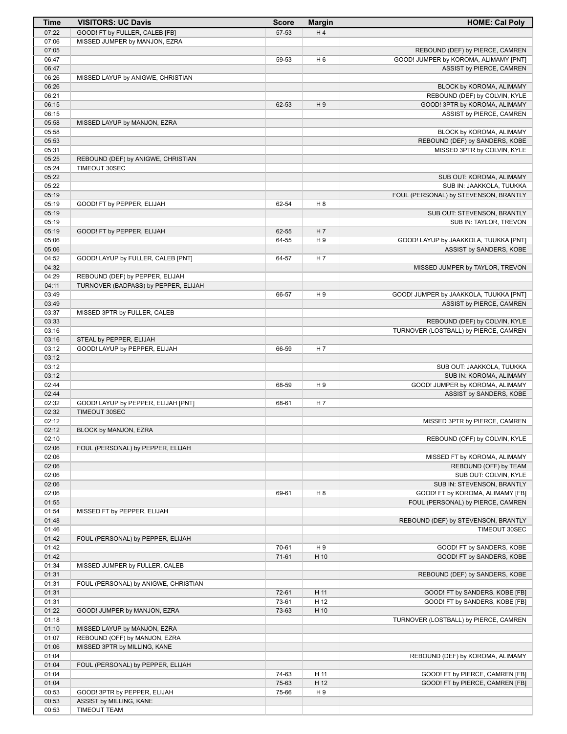| Time | VISITORS: UC Davis | Score | Margin | HOME: Cal Poly |
| --- | --- | --- | --- | --- |
| 07:22 | GOOD! FT by FULLER, CALEB [FB] | 57-53 | H 4 | |
| 07:06 | MISSED JUMPER by MANJON, EZRA | | | |
| 07:05 | | | | REBOUND (DEF) by PIERCE, CAMREN |
| 06:47 | | 59-53 | H 6 | GOOD! JUMPER by KOROMA, ALIMAMY [PNT] |
| 06:47 | | | | ASSIST by PIERCE, CAMREN |
| 06:26 | MISSED LAYUP by ANIGWE, CHRISTIAN | | | |
| 06:26 | | | | BLOCK by KOROMA, ALIMAMY |
| 06:21 | | | | REBOUND (DEF) by COLVIN, KYLE |
| 06:15 | | 62-53 | H 9 | GOOD! 3PTR by KOROMA, ALIMAMY |
| 06:15 | | | | ASSIST by PIERCE, CAMREN |
| 05:58 | MISSED LAYUP by MANJON, EZRA | | | |
| 05:58 | | | | BLOCK by KOROMA, ALIMAMY |
| 05:53 | | | | REBOUND (DEF) by SANDERS, KOBE |
| 05:31 | | | | MISSED 3PTR by COLVIN, KYLE |
| 05:25 | REBOUND (DEF) by ANIGWE, CHRISTIAN | | | |
| 05:24 | TIMEOUT 30SEC | | | |
| 05:22 | | | | SUB OUT: KOROMA, ALIMAMY |
| 05:22 | | | | SUB IN: JAAKKOLA, TUUKKA |
| 05:19 | | | | FOUL (PERSONAL) by STEVENSON, BRANTLY |
| 05:19 | GOOD! FT by PEPPER, ELIJAH | 62-54 | H 8 | |
| 05:19 | | | | SUB OUT: STEVENSON, BRANTLY |
| 05:19 | | | | SUB IN: TAYLOR, TREVON |
| 05:19 | GOOD! FT by PEPPER, ELIJAH | 62-55 | H 7 | |
| 05:06 | | 64-55 | H 9 | GOOD! LAYUP by JAAKKOLA, TUUKKA [PNT] |
| 05:06 | | | | ASSIST by SANDERS, KOBE |
| 04:52 | GOOD! LAYUP by FULLER, CALEB [PNT] | 64-57 | H 7 | |
| 04:32 | | | | MISSED JUMPER by TAYLOR, TREVON |
| 04:29 | REBOUND (DEF) by PEPPER, ELIJAH | | | |
| 04:11 | TURNOVER (BADPASS) by PEPPER, ELIJAH | | | |
| 03:49 | | 66-57 | H 9 | GOOD! JUMPER by JAAKKOLA, TUUKKA [PNT] |
| 03:49 | | | | ASSIST by PIERCE, CAMREN |
| 03:37 | MISSED 3PTR by FULLER, CALEB | | | |
| 03:33 | | | | REBOUND (DEF) by COLVIN, KYLE |
| 03:16 | | | | TURNOVER (LOSTBALL) by PIERCE, CAMREN |
| 03:16 | STEAL by PEPPER, ELIJAH | | | |
| 03:12 | GOOD! LAYUP by PEPPER, ELIJAH | 66-59 | H 7 | |
| 03:12 | | | | |
| 03:12 | | | | SUB OUT: JAAKKOLA, TUUKKA |
| 03:12 | | | | SUB IN: KOROMA, ALIMAMY |
| 02:44 | | 68-59 | H 9 | GOOD! JUMPER by KOROMA, ALIMAMY |
| 02:44 | | | | ASSIST by SANDERS, KOBE |
| 02:32 | GOOD! LAYUP by PEPPER, ELIJAH [PNT] | 68-61 | H 7 | |
| 02:32 | TIMEOUT 30SEC | | | |
| 02:12 | | | | MISSED 3PTR by PIERCE, CAMREN |
| 02:12 | BLOCK by MANJON, EZRA | | | |
| 02:10 | | | | REBOUND (OFF) by COLVIN, KYLE |
| 02:06 | FOUL (PERSONAL) by PEPPER, ELIJAH | | | |
| 02:06 | | | | MISSED FT by KOROMA, ALIMAMY |
| 02:06 | | | | REBOUND (OFF) by TEAM |
| 02:06 | | | | SUB OUT: COLVIN, KYLE |
| 02:06 | | | | SUB IN: STEVENSON, BRANTLY |
| 02:06 | | 69-61 | H 8 | GOOD! FT by KOROMA, ALIMAMY [FB] |
| 01:55 | | | | FOUL (PERSONAL) by PIERCE, CAMREN |
| 01:54 | MISSED FT by PEPPER, ELIJAH | | | |
| 01:48 | | | | REBOUND (DEF) by STEVENSON, BRANTLY |
| 01:46 | | | | TIMEOUT 30SEC |
| 01:42 | FOUL (PERSONAL) by PEPPER, ELIJAH | | | |
| 01:42 | | 70-61 | H 9 | GOOD! FT by SANDERS, KOBE |
| 01:42 | | 71-61 | H 10 | GOOD! FT by SANDERS, KOBE |
| 01:34 | MISSED JUMPER by FULLER, CALEB | | | |
| 01:31 | | | | REBOUND (DEF) by SANDERS, KOBE |
| 01:31 | FOUL (PERSONAL) by ANIGWE, CHRISTIAN | | | |
| 01:31 | | 72-61 | H 11 | GOOD! FT by SANDERS, KOBE [FB] |
| 01:31 | | 73-61 | H 12 | GOOD! FT by SANDERS, KOBE [FB] |
| 01:22 | GOOD! JUMPER by MANJON, EZRA | 73-63 | H 10 | |
| 01:18 | | | | TURNOVER (LOSTBALL) by PIERCE, CAMREN |
| 01:10 | MISSED LAYUP by MANJON, EZRA | | | |
| 01:07 | REBOUND (OFF) by MANJON, EZRA | | | |
| 01:06 | MISSED 3PTR by MILLING, KANE | | | |
| 01:04 | | | | REBOUND (DEF) by KOROMA, ALIMAMY |
| 01:04 | FOUL (PERSONAL) by PEPPER, ELIJAH | | | |
| 01:04 | | 74-63 | H 11 | GOOD! FT by PIERCE, CAMREN [FB] |
| 01:04 | | 75-63 | H 12 | GOOD! FT by PIERCE, CAMREN [FB] |
| 00:53 | GOOD! 3PTR by PEPPER, ELIJAH | 75-66 | H 9 | |
| 00:53 | ASSIST by MILLING, KANE | | | |
| 00:53 | TIMEOUT TEAM | | | |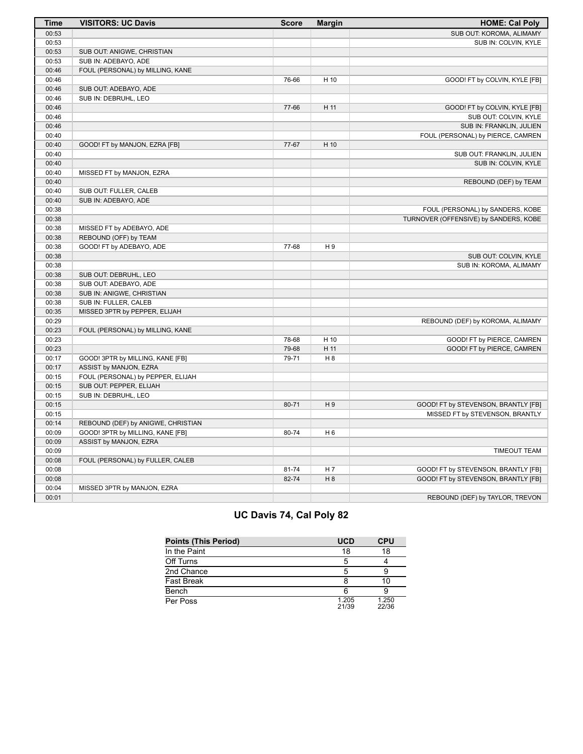| Time | VISITORS: UC Davis | Score | Margin | HOME: Cal Poly |
|---|---|---|---|---|
| 00:53 | | | | SUB OUT: KOROMA, ALIMAMY |
| 00:53 | | | | SUB IN: COLVIN, KYLE |
| 00:53 | SUB OUT: ANIGWE, CHRISTIAN | | | |
| 00:53 | SUB IN: ADEBAYO, ADE | | | |
| 00:46 | FOUL (PERSONAL) by MILLING, KANE | | | |
| 00:46 | | 76-66 | H 10 | GOOD! FT by COLVIN, KYLE [FB] |
| 00:46 | SUB OUT: ADEBAYO, ADE | | | |
| 00:46 | SUB IN: DEBRUHL, LEO | | | |
| 00:46 | | 77-66 | H 11 | GOOD! FT by COLVIN, KYLE [FB] |
| 00:46 | | | | SUB OUT: COLVIN, KYLE |
| 00:46 | | | | SUB IN: FRANKLIN, JULIEN |
| 00:40 | | | | FOUL (PERSONAL) by PIERCE, CAMREN |
| 00:40 | GOOD! FT by MANJON, EZRA [FB] | 77-67 | H 10 | |
| 00:40 | | | | SUB OUT: FRANKLIN, JULIEN |
| 00:40 | | | | SUB IN: COLVIN, KYLE |
| 00:40 | MISSED FT by MANJON, EZRA | | | |
| 00:40 | | | | REBOUND (DEF) by TEAM |
| 00:40 | SUB OUT: FULLER, CALEB | | | |
| 00:40 | SUB IN: ADEBAYO, ADE | | | |
| 00:38 | | | | FOUL (PERSONAL) by SANDERS, KOBE |
| 00:38 | | | | TURNOVER (OFFENSIVE) by SANDERS, KOBE |
| 00:38 | MISSED FT by ADEBAYO, ADE | | | |
| 00:38 | REBOUND (OFF) by TEAM | | | |
| 00:38 | GOOD! FT by ADEBAYO, ADE | 77-68 | H 9 | |
| 00:38 | | | | SUB OUT: COLVIN, KYLE |
| 00:38 | | | | SUB IN: KOROMA, ALIMAMY |
| 00:38 | SUB OUT: DEBRUHL, LEO | | | |
| 00:38 | SUB OUT: ADEBAYO, ADE | | | |
| 00:38 | SUB IN: ANIGWE, CHRISTIAN | | | |
| 00:38 | SUB IN: FULLER, CALEB | | | |
| 00:35 | MISSED 3PTR by PEPPER, ELIJAH | | | |
| 00:29 | | | | REBOUND (DEF) by KOROMA, ALIMAMY |
| 00:23 | FOUL (PERSONAL) by MILLING, KANE | | | |
| 00:23 | | 78-68 | H 10 | GOOD! FT by PIERCE, CAMREN |
| 00:23 | | 79-68 | H 11 | GOOD! FT by PIERCE, CAMREN |
| 00:17 | GOOD! 3PTR by MILLING, KANE [FB] | 79-71 | H 8 | |
| 00:17 | ASSIST by MANJON, EZRA | | | |
| 00:15 | FOUL (PERSONAL) by PEPPER, ELIJAH | | | |
| 00:15 | SUB OUT: PEPPER, ELIJAH | | | |
| 00:15 | SUB IN: DEBRUHL, LEO | | | |
| 00:15 | | 80-71 | H 9 | GOOD! FT by STEVENSON, BRANTLY [FB] |
| 00:15 | | | | MISSED FT by STEVENSON, BRANTLY |
| 00:14 | REBOUND (DEF) by ANIGWE, CHRISTIAN | | | |
| 00:09 | GOOD! 3PTR by MILLING, KANE [FB] | 80-74 | H 6 | |
| 00:09 | ASSIST by MANJON, EZRA | | | |
| 00:09 | | | | TIMEOUT TEAM |
| 00:08 | FOUL (PERSONAL) by FULLER, CALEB | | | |
| 00:08 | | 81-74 | H 7 | GOOD! FT by STEVENSON, BRANTLY [FB] |
| 00:08 | | 82-74 | H 8 | GOOD! FT by STEVENSON, BRANTLY [FB] |
| 00:04 | MISSED 3PTR by MANJON, EZRA | | | |
| 00:01 | | | | REBOUND (DEF) by TAYLOR, TREVON |

## UC Davis 74, Cal Poly 82

| Points (This Period) | UCD | CPU |
|---|---|---|
| In the Paint | 18 | 18 |
| Off Turns | 5 | 4 |
| 2nd Chance | 5 | 9 |
| Fast Break | 8 | 10 |
| Bench | 6 | 9 |
| Per Poss | 1.205 21/39 | 1.250 22/36 |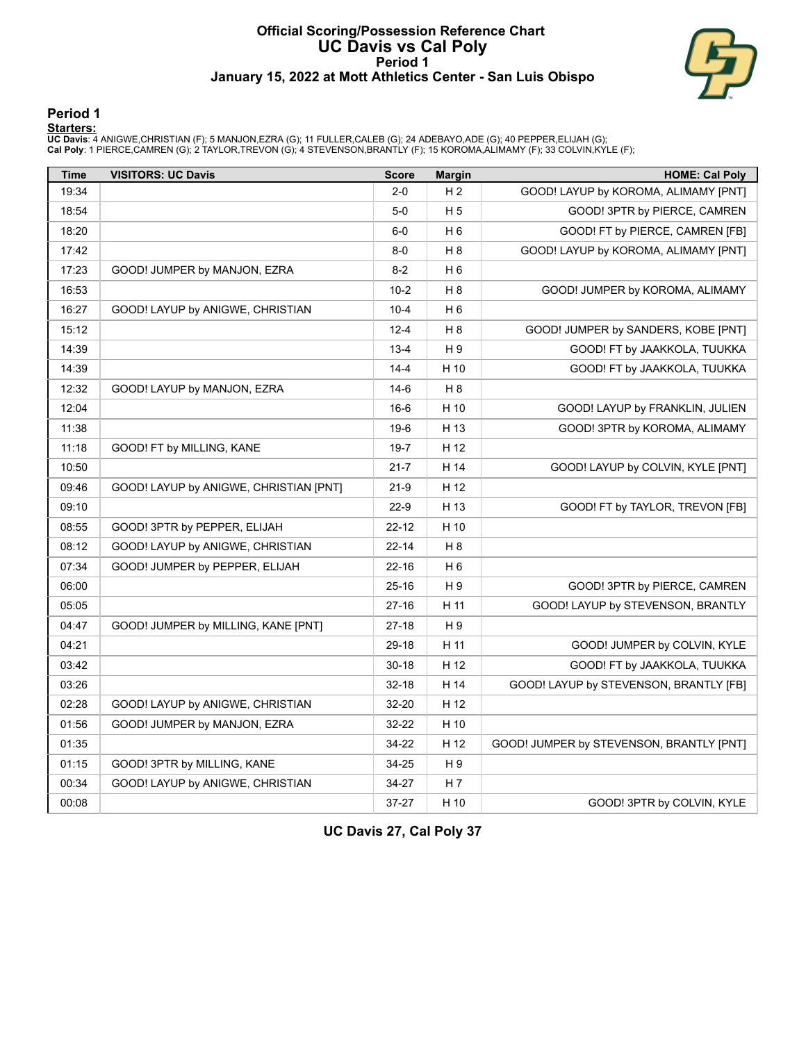# Official Scoring/Possession Reference Chart
# UC Davis vs Cal Poly
## Period 1
### January 15, 2022 at Mott Athletics Center - San Luis Obispo

## Period 1

**Starters:**

**UC Davis**: 4 ANIGWE,CHRISTIAN (F); 5 MANJON,EZRA (G); 11 FULLER,CALEB (G); 24 ADEBAYO,ADE (G); 40 PEPPER,ELIJAH (G);
**Cal Poly**: 1 PIERCE,CAMREN (G); 2 TAYLOR,TREVON (G); 4 STEVENSON,BRANTLY (F); 15 KOROMA,ALIMAMY (F); 33 COLVIN,KYLE (F);

| Time | VISITORS: UC Davis | Score | Margin | HOME: Cal Poly |
|---|---|---|---|---|
| 19:34 | | 2-0 | H 2 | GOOD! LAYUP by KOROMA, ALIMAMY [PNT] |
| 18:54 | | 5-0 | H 5 | GOOD! 3PTR by PIERCE, CAMREN |
| 18:20 | | 6-0 | H 6 | GOOD! FT by PIERCE, CAMREN [FB] |
| 17:42 | | 8-0 | H 8 | GOOD! LAYUP by KOROMA, ALIMAMY [PNT] |
| 17:23 | GOOD! JUMPER by MANJON, EZRA | 8-2 | H 6 | |
| 16:53 | | 10-2 | H 8 | GOOD! JUMPER by KOROMA, ALIMAMY |
| 16:27 | GOOD! LAYUP by ANIGWE, CHRISTIAN | 10-4 | H 6 | |
| 15:12 | | 12-4 | H 8 | GOOD! JUMPER by SANDERS, KOBE [PNT] |
| 14:39 | | 13-4 | H 9 | GOOD! FT by JAAKKOLA, TUUKKA |
| 14:39 | | 14-4 | H 10 | GOOD! FT by JAAKKOLA, TUUKKA |
| 12:32 | GOOD! LAYUP by MANJON, EZRA | 14-6 | H 8 | |
| 12:04 | | 16-6 | H 10 | GOOD! LAYUP by FRANKLIN, JULIEN |
| 11:38 | | 19-6 | H 13 | GOOD! 3PTR by KOROMA, ALIMAMY |
| 11:18 | GOOD! FT by MILLING, KANE | 19-7 | H 12 | |
| 10:50 | | 21-7 | H 14 | GOOD! LAYUP by COLVIN, KYLE [PNT] |
| 09:46 | GOOD! LAYUP by ANIGWE, CHRISTIAN [PNT] | 21-9 | H 12 | |
| 09:10 | | 22-9 | H 13 | GOOD! FT by TAYLOR, TREVON [FB] |
| 08:55 | GOOD! 3PTR by PEPPER, ELIJAH | 22-12 | H 10 | |
| 08:12 | GOOD! LAYUP by ANIGWE, CHRISTIAN | 22-14 | H 8 | |
| 07:34 | GOOD! JUMPER by PEPPER, ELIJAH | 22-16 | H 6 | |
| 06:00 | | 25-16 | H 9 | GOOD! 3PTR by PIERCE, CAMREN |
| 05:05 | | 27-16 | H 11 | GOOD! LAYUP by STEVENSON, BRANTLY |
| 04:47 | GOOD! JUMPER by MILLING, KANE [PNT] | 27-18 | H 9 | |
| 04:21 | | 29-18 | H 11 | GOOD! JUMPER by COLVIN, KYLE |
| 03:42 | | 30-18 | H 12 | GOOD! FT by JAAKKOLA, TUUKKA |
| 03:26 | | 32-18 | H 14 | GOOD! LAYUP by STEVENSON, BRANTLY [FB] |
| 02:28 | GOOD! LAYUP by ANIGWE, CHRISTIAN | 32-20 | H 12 | |
| 01:56 | GOOD! JUMPER by MANJON, EZRA | 32-22 | H 10 | |
| 01:35 | | 34-22 | H 12 | GOOD! JUMPER by STEVENSON, BRANTLY [PNT] |
| 01:15 | GOOD! 3PTR by MILLING, KANE | 34-25 | H 9 | |
| 00:34 | GOOD! LAYUP by ANIGWE, CHRISTIAN | 34-27 | H 7 | |
| 00:08 | | 37-27 | H 10 | GOOD! 3PTR by COLVIN, KYLE |

**UC Davis 27, Cal Poly 37**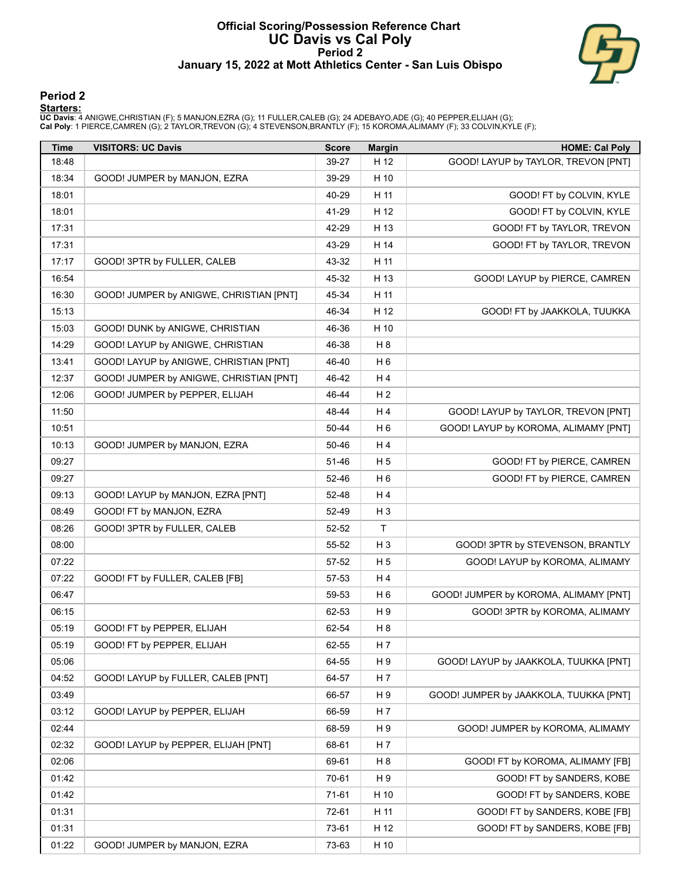# Official Scoring/Possession Reference Chart
## UC Davis vs Cal Poly
### Period 2
### January 15, 2022 at Mott Athletics Center - San Luis Obispo

## Period 2

**Starters:**

**UC Davis**: 4 ANIGWE,CHRISTIAN (F); 5 MANJON,EZRA (G); 11 FULLER,CALEB (G); 24 ADEBAYO,ADE (G); 40 PEPPER,ELIJAH (G);
**Cal Poly**: 1 PIERCE,CAMREN (G); 2 TAYLOR,TREVON (G); 4 STEVENSON,BRANTLY (F); 15 KOROMA,ALIMAMY (F); 33 COLVIN,KYLE (F);

| Time | VISITORS: UC Davis | Score | Margin | HOME: Cal Poly |
|---|---|---|---|---|
| 18:48 | | 39-27 | H 12 | GOOD! LAYUP by TAYLOR, TREVON [PNT] |
| 18:34 | GOOD! JUMPER by MANJON, EZRA | 39-29 | H 10 | |
| 18:01 | | 40-29 | H 11 | GOOD! FT by COLVIN, KYLE |
| 18:01 | | 41-29 | H 12 | GOOD! FT by COLVIN, KYLE |
| 17:31 | | 42-29 | H 13 | GOOD! FT by TAYLOR, TREVON |
| 17:31 | | 43-29 | H 14 | GOOD! FT by TAYLOR, TREVON |
| 17:17 | GOOD! 3PTR by FULLER, CALEB | 43-32 | H 11 | |
| 16:54 | | 45-32 | H 13 | GOOD! LAYUP by PIERCE, CAMREN |
| 16:30 | GOOD! JUMPER by ANIGWE, CHRISTIAN [PNT] | 45-34 | H 11 | |
| 15:13 | | 46-34 | H 12 | GOOD! FT by JAAKKOLA, TUUKKA |
| 15:03 | GOOD! DUNK by ANIGWE, CHRISTIAN | 46-36 | H 10 | |
| 14:29 | GOOD! LAYUP by ANIGWE, CHRISTIAN | 46-38 | H 8 | |
| 13:41 | GOOD! LAYUP by ANIGWE, CHRISTIAN [PNT] | 46-40 | H 6 | |
| 12:37 | GOOD! JUMPER by ANIGWE, CHRISTIAN [PNT] | 46-42 | H 4 | |
| 12:06 | GOOD! JUMPER by PEPPER, ELIJAH | 46-44 | H 2 | |
| 11:50 | | 48-44 | H 4 | GOOD! LAYUP by TAYLOR, TREVON [PNT] |
| 10:51 | | 50-44 | H 6 | GOOD! LAYUP by KOROMA, ALIMAMY [PNT] |
| 10:13 | GOOD! JUMPER by MANJON, EZRA | 50-46 | H 4 | |
| 09:27 | | 51-46 | H 5 | GOOD! FT by PIERCE, CAMREN |
| 09:27 | | 52-46 | H 6 | GOOD! FT by PIERCE, CAMREN |
| 09:13 | GOOD! LAYUP by MANJON, EZRA [PNT] | 52-48 | H 4 | |
| 08:49 | GOOD! FT by MANJON, EZRA | 52-49 | H 3 | |
| 08:26 | GOOD! 3PTR by FULLER, CALEB | 52-52 | T | |
| 08:00 | | 55-52 | H 3 | GOOD! 3PTR by STEVENSON, BRANTLY |
| 07:22 | | 57-52 | H 5 | GOOD! LAYUP by KOROMA, ALIMAMY |
| 07:22 | GOOD! FT by FULLER, CALEB [FB] | 57-53 | H 4 | |
| 06:47 | | 59-53 | H 6 | GOOD! JUMPER by KOROMA, ALIMAMY [PNT] |
| 06:15 | | 62-53 | H 9 | GOOD! 3PTR by KOROMA, ALIMAMY |
| 05:19 | GOOD! FT by PEPPER, ELIJAH | 62-54 | H 8 | |
| 05:19 | GOOD! FT by PEPPER, ELIJAH | 62-55 | H 7 | |
| 05:06 | | 64-55 | H 9 | GOOD! LAYUP by JAAKKOLA, TUUKKA [PNT] |
| 04:52 | GOOD! LAYUP by FULLER, CALEB [PNT] | 64-57 | H 7 | |
| 03:49 | | 66-57 | H 9 | GOOD! JUMPER by JAAKKOLA, TUUKKA [PNT] |
| 03:12 | GOOD! LAYUP by PEPPER, ELIJAH | 66-59 | H 7 | |
| 02:44 | | 68-59 | H 9 | GOOD! JUMPER by KOROMA, ALIMAMY |
| 02:32 | GOOD! LAYUP by PEPPER, ELIJAH [PNT] | 68-61 | H 7 | |
| 02:06 | | 69-61 | H 8 | GOOD! FT by KOROMA, ALIMAMY [FB] |
| 01:42 | | 70-61 | H 9 | GOOD! FT by SANDERS, KOBE |
| 01:42 | | 71-61 | H 10 | GOOD! FT by SANDERS, KOBE |
| 01:31 | | 72-61 | H 11 | GOOD! FT by SANDERS, KOBE [FB] |
| 01:31 | | 73-61 | H 12 | GOOD! FT by SANDERS, KOBE [FB] |
| 01:22 | GOOD! JUMPER by MANJON, EZRA | 73-63 | H 10 | |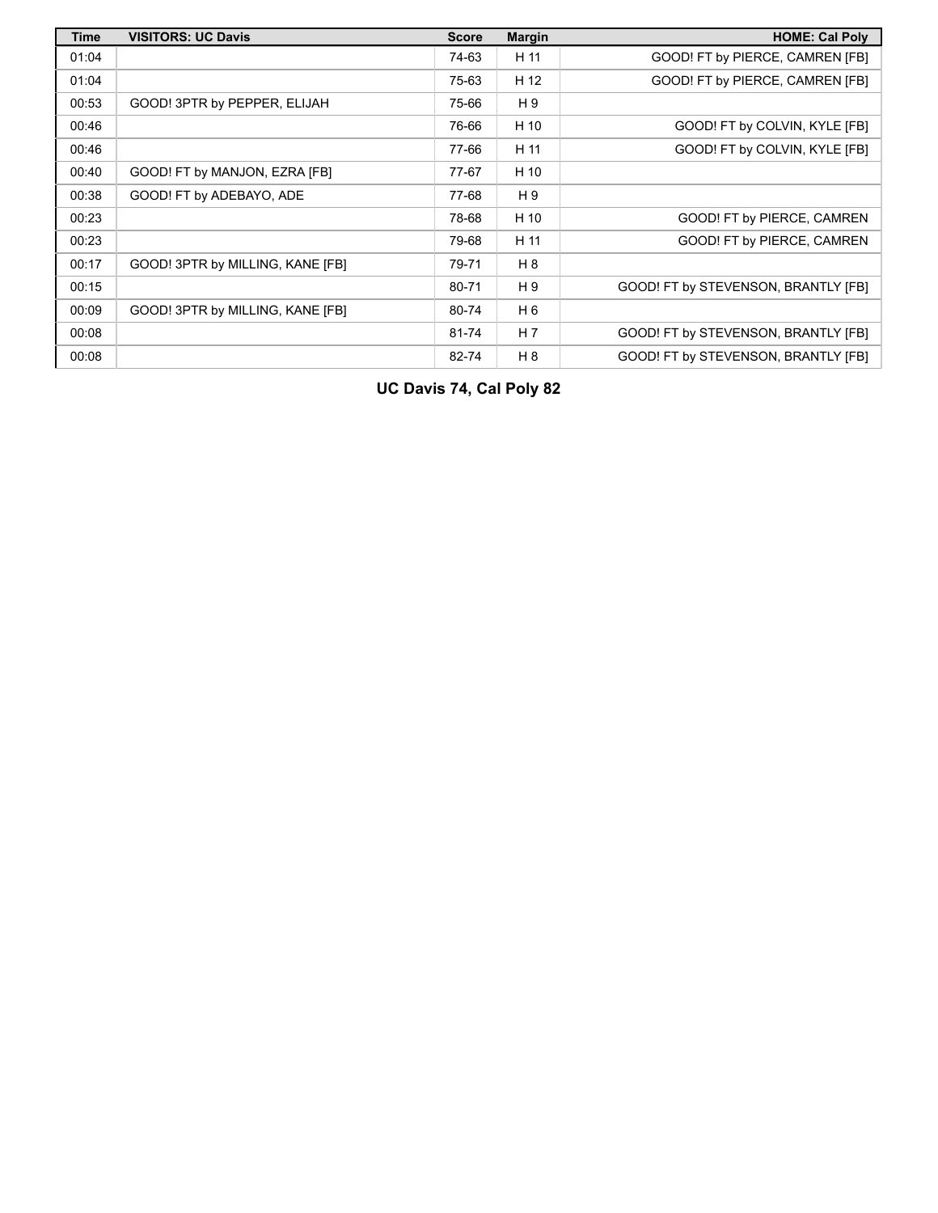| Time | VISITORS: UC Davis | Score | Margin | HOME: Cal Poly |
| --- | --- | --- | --- | --- |
| 01:04 | | 74-63 | H 11 | GOOD! FT by PIERCE, CAMREN [FB] |
| 01:04 | | 75-63 | H 12 | GOOD! FT by PIERCE, CAMREN [FB] |
| 00:53 | GOOD! 3PTR by PEPPER, ELIJAH | 75-66 | H 9 | |
| 00:46 | | 76-66 | H 10 | GOOD! FT by COLVIN, KYLE [FB] |
| 00:46 | | 77-66 | H 11 | GOOD! FT by COLVIN, KYLE [FB] |
| 00:40 | GOOD! FT by MANJON, EZRA [FB] | 77-67 | H 10 | |
| 00:38 | GOOD! FT by ADEBAYO, ADE | 77-68 | H 9 | |
| 00:23 | | 78-68 | H 10 | GOOD! FT by PIERCE, CAMREN |
| 00:23 | | 79-68 | H 11 | GOOD! FT by PIERCE, CAMREN |
| 00:17 | GOOD! 3PTR by MILLING, KANE [FB] | 79-71 | H 8 | |
| 00:15 | | 80-71 | H 9 | GOOD! FT by STEVENSON, BRANTLY [FB] |
| 00:09 | GOOD! 3PTR by MILLING, KANE [FB] | 80-74 | H 6 | |
| 00:08 | | 81-74 | H 7 | GOOD! FT by STEVENSON, BRANTLY [FB] |
| 00:08 | | 82-74 | H 8 | GOOD! FT by STEVENSON, BRANTLY [FB] |

**UC Davis 74, Cal Poly 82**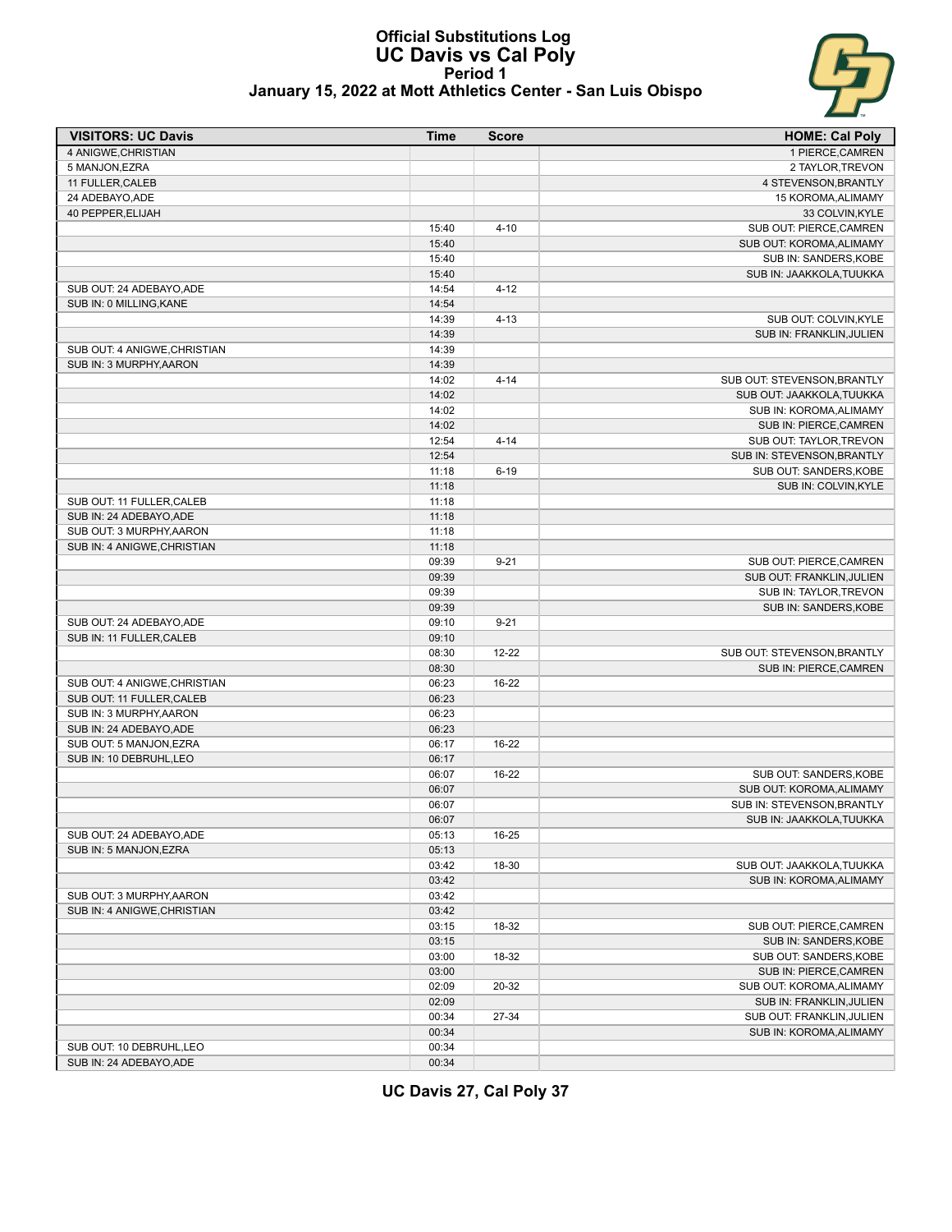# Official Substitutions Log
## UC Davis vs Cal Poly
### Period 1
### January 15, 2022 at Mott Athletics Center - San Luis Obispo

| VISITORS: UC Davis | Time | Score | HOME: Cal Poly |
|---|---|---|---|
| 4 ANIGWE,CHRISTIAN | | | 1 PIERCE,CAMREN |
| 5 MANJON,EZRA | | | 2 TAYLOR,TREVON |
| 11 FULLER,CALEB | | | 4 STEVENSON,BRANTLY |
| 24 ADEBAYO,ADE | | | 15 KOROMA,ALIMAMY |
| 40 PEPPER,ELIJAH | | | 33 COLVIN,KYLE |
| | 15:40 | 4-10 | SUB OUT: PIERCE,CAMREN |
| | 15:40 | | SUB OUT: KOROMA,ALIMAMY |
| | 15:40 | | SUB IN: SANDERS,KOBE |
| | 15:40 | | SUB IN: JAAKKOLA,TUUKKA |
| SUB OUT: 24 ADEBAYO,ADE | 14:54 | 4-12 | |
| SUB IN: 0 MILLING,KANE | 14:54 | | |
| | 14:39 | 4-13 | SUB OUT: COLVIN,KYLE |
| | 14:39 | | SUB IN: FRANKLIN,JULIEN |
| SUB OUT: 4 ANIGWE,CHRISTIAN | 14:39 | | |
| SUB IN: 3 MURPHY,AARON | 14:39 | | |
| | 14:02 | 4-14 | SUB OUT: STEVENSON,BRANTLY |
| | 14:02 | | SUB OUT: JAAKKOLA,TUUKKA |
| | 14:02 | | SUB IN: KOROMA,ALIMAMY |
| | 14:02 | | SUB IN: PIERCE,CAMREN |
| | 12:54 | 4-14 | SUB OUT: TAYLOR,TREVON |
| | 12:54 | | SUB IN: STEVENSON,BRANTLY |
| | 11:18 | 6-19 | SUB OUT: SANDERS,KOBE |
| | 11:18 | | SUB IN: COLVIN,KYLE |
| SUB OUT: 11 FULLER,CALEB | 11:18 | | |
| SUB IN: 24 ADEBAYO,ADE | 11:18 | | |
| SUB OUT: 3 MURPHY,AARON | 11:18 | | |
| SUB IN: 4 ANIGWE,CHRISTIAN | 11:18 | | |
| | 09:39 | 9-21 | SUB OUT: PIERCE,CAMREN |
| | 09:39 | | SUB OUT: FRANKLIN,JULIEN |
| | 09:39 | | SUB IN: TAYLOR,TREVON |
| | 09:39 | | SUB IN: SANDERS,KOBE |
| SUB OUT: 24 ADEBAYO,ADE | 09:10 | 9-21 | |
| SUB IN: 11 FULLER,CALEB | 09:10 | | |
| | 08:30 | 12-22 | SUB OUT: STEVENSON,BRANTLY |
| | 08:30 | | SUB IN: PIERCE,CAMREN |
| SUB OUT: 4 ANIGWE,CHRISTIAN | 06:23 | 16-22 | |
| SUB OUT: 11 FULLER,CALEB | 06:23 | | |
| SUB IN: 3 MURPHY,AARON | 06:23 | | |
| SUB IN: 24 ADEBAYO,ADE | 06:23 | | |
| SUB OUT: 5 MANJON,EZRA | 06:17 | 16-22 | |
| SUB IN: 10 DEBRUHL,LEO | 06:17 | | |
| | 06:07 | 16-22 | SUB OUT: SANDERS,KOBE |
| | 06:07 | | SUB OUT: KOROMA,ALIMAMY |
| | 06:07 | | SUB IN: STEVENSON,BRANTLY |
| | 06:07 | | SUB IN: JAAKKOLA,TUUKKA |
| SUB OUT: 24 ADEBAYO,ADE | 05:13 | 16-25 | |
| SUB IN: 5 MANJON,EZRA | 05:13 | | |
| | 03:42 | 18-30 | SUB OUT: JAAKKOLA,TUUKKA |
| | 03:42 | | SUB IN: KOROMA,ALIMAMY |
| SUB OUT: 3 MURPHY,AARON | 03:42 | | |
| SUB IN: 4 ANIGWE,CHRISTIAN | 03:42 | | |
| | 03:15 | 18-32 | SUB OUT: PIERCE,CAMREN |
| | 03:15 | | SUB IN: SANDERS,KOBE |
| | 03:00 | 18-32 | SUB OUT: SANDERS,KOBE |
| | 03:00 | | SUB IN: PIERCE,CAMREN |
| | 02:09 | 20-32 | SUB OUT: KOROMA,ALIMAMY |
| | 02:09 | | SUB IN: FRANKLIN,JULIEN |
| | 00:34 | 27-34 | SUB OUT: FRANKLIN,JULIEN |
| | 00:34 | | SUB IN: KOROMA,ALIMAMY |
| SUB OUT: 10 DEBRUHL,LEO | 00:34 | | |
| SUB IN: 24 ADEBAYO,ADE | 00:34 | | |

**UC Davis 27, Cal Poly 37**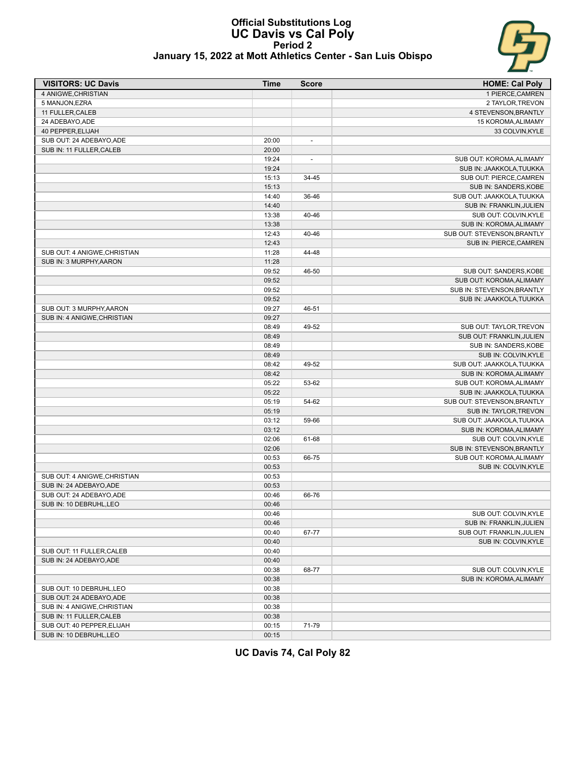# Official Substitutions Log
## UC Davis vs Cal Poly
### Period 2
### January 15, 2022 at Mott Athletics Center - San Luis Obispo

| VISITORS: UC Davis | Time | Score | HOME: Cal Poly |
|---|---|---|---|
| 4 ANIGWE,CHRISTIAN | | | 1 PIERCE,CAMREN |
| 5 MANJON,EZRA | | | 2 TAYLOR,TREVON |
| 11 FULLER,CALEB | | | 4 STEVENSON,BRANTLY |
| 24 ADEBAYO,ADE | | | 15 KOROMA,ALIMAMY |
| 40 PEPPER,ELIJAH | | | 33 COLVIN,KYLE |
| SUB OUT: 24 ADEBAYO,ADE | 20:00 | - | |
| SUB IN: 11 FULLER,CALEB | 20:00 | | |
| | 19:24 | - | SUB OUT: KOROMA,ALIMAMY |
| | 19:24 | | SUB IN: JAAKKOLA,TUUKKA |
| | 15:13 | 34-45 | SUB OUT: PIERCE,CAMREN |
| | 15:13 | | SUB IN: SANDERS,KOBE |
| | 14:40 | 36-46 | SUB OUT: JAAKKOLA,TUUKKA |
| | 14:40 | | SUB IN: FRANKLIN,JULIEN |
| | 13:38 | 40-46 | SUB OUT: COLVIN,KYLE |
| | 13:38 | | SUB IN: KOROMA,ALIMAMY |
| | 12:43 | 40-46 | SUB OUT: STEVENSON,BRANTLY |
| | 12:43 | | SUB IN: PIERCE,CAMREN |
| SUB OUT: 4 ANIGWE,CHRISTIAN | 11:28 | 44-48 | |
| SUB IN: 3 MURPHY,AARON | 11:28 | | |
| | 09:52 | 46-50 | SUB OUT: SANDERS,KOBE |
| | 09:52 | | SUB OUT: KOROMA,ALIMAMY |
| | 09:52 | | SUB IN: STEVENSON,BRANTLY |
| | 09:52 | | SUB IN: JAAKKOLA,TUUKKA |
| SUB OUT: 3 MURPHY,AARON | 09:27 | 46-51 | |
| SUB IN: 4 ANIGWE,CHRISTIAN | 09:27 | | |
| | 08:49 | 49-52 | SUB OUT: TAYLOR,TREVON |
| | 08:49 | | SUB OUT: FRANKLIN,JULIEN |
| | 08:49 | | SUB IN: SANDERS,KOBE |
| | 08:49 | | SUB IN: COLVIN,KYLE |
| | 08:42 | 49-52 | SUB OUT: JAAKKOLA,TUUKKA |
| | 08:42 | | SUB IN: KOROMA,ALIMAMY |
| | 05:22 | 53-62 | SUB OUT: KOROMA,ALIMAMY |
| | 05:22 | | SUB IN: JAAKKOLA,TUUKKA |
| | 05:19 | 54-62 | SUB OUT: STEVENSON,BRANTLY |
| | 05:19 | | SUB IN: TAYLOR,TREVON |
| | 03:12 | 59-66 | SUB OUT: JAAKKOLA,TUUKKA |
| | 03:12 | | SUB IN: KOROMA,ALIMAMY |
| | 02:06 | 61-68 | SUB OUT: COLVIN,KYLE |
| | 02:06 | | SUB IN: STEVENSON,BRANTLY |
| | 00:53 | 66-75 | SUB OUT: KOROMA,ALIMAMY |
| | 00:53 | | SUB IN: COLVIN,KYLE |
| SUB OUT: 4 ANIGWE,CHRISTIAN | 00:53 | | |
| SUB IN: 24 ADEBAYO,ADE | 00:53 | | |
| SUB OUT: 24 ADEBAYO,ADE | 00:46 | 66-76 | |
| SUB IN: 10 DEBRUHL,LEO | 00:46 | | |
| | 00:46 | | SUB OUT: COLVIN,KYLE |
| | 00:46 | | SUB IN: FRANKLIN,JULIEN |
| | 00:40 | 67-77 | SUB OUT: FRANKLIN,JULIEN |
| | 00:40 | | SUB IN: COLVIN,KYLE |
| SUB OUT: 11 FULLER,CALEB | 00:40 | | |
| SUB IN: 24 ADEBAYO,ADE | 00:40 | | |
| | 00:38 | 68-77 | SUB OUT: COLVIN,KYLE |
| | 00:38 | | SUB IN: KOROMA,ALIMAMY |
| SUB OUT: 10 DEBRUHL,LEO | 00:38 | | |
| SUB OUT: 24 ADEBAYO,ADE | 00:38 | | |
| SUB IN: 4 ANIGWE,CHRISTIAN | 00:38 | | |
| SUB IN: 11 FULLER,CALEB | 00:38 | | |
| SUB OUT: 40 PEPPER,ELIJAH | 00:15 | 71-79 | |
| SUB IN: 10 DEBRUHL,LEO | 00:15 | | |

**UC Davis 74, Cal Poly 82**